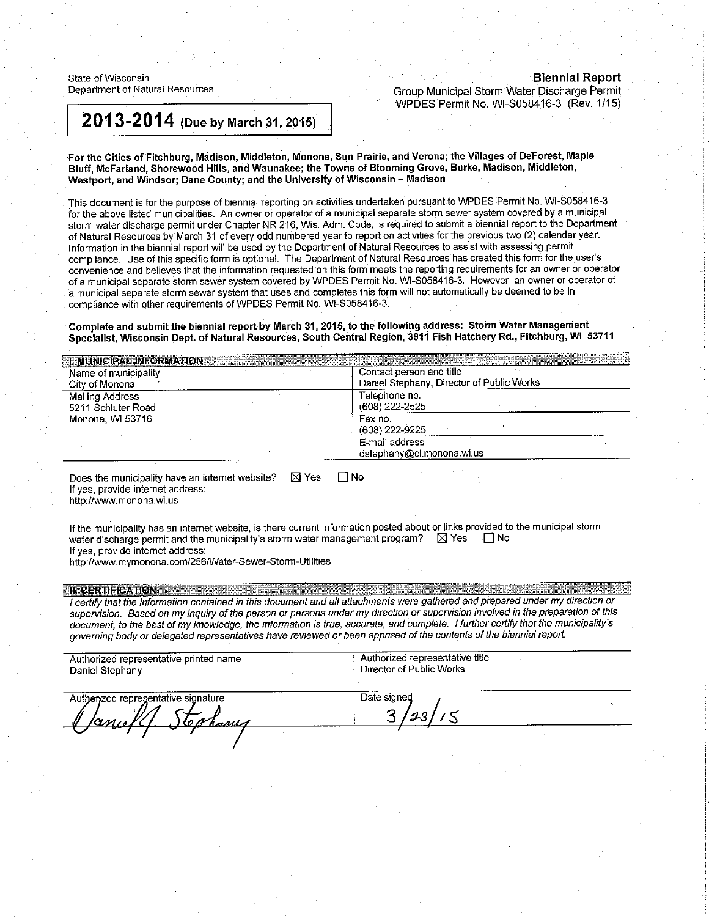State of Wisconsin
Department of Natural Resources

**Biennial Report**
Group Municipal Storm Water Discharge Permit
WPDES Permit No. WI-S058416-3 (Rev. 1/15)

# 2013-2014 (Due by March 31, 2015)

**For the Cities of Fitchburg, Madison, Middleton, Monona, Sun Prairie, and Verona; the Villages of DeForest, Maple Bluff, McFarland, Shorewood Hills, and Waunakee; the Towns of Blooming Grove, Burke, Madison, Middleton, Westport, and Windsor; Dane County; and the University of Wisconsin – Madison**

This document is for the purpose of biennial reporting on activities undertaken pursuant to WPDES Permit No. WI-S058416-3 for the above listed municipalities. An owner or operator of a municipal separate storm sewer system covered by a municipal storm water discharge permit under Chapter NR 216, Wis. Adm. Code, is required to submit a biennial report to the Department of Natural Resources by March 31 of every odd numbered year to report on activities for the previous two (2) calendar year. Information in the biennial report will be used by the Department of Natural Resources to assist with assessing permit compliance. Use of this specific form is optional. The Department of Natural Resources has created this form for the user's convenience and believes that the information requested on this form meets the reporting requirements for an owner or operator of a municipal separate storm sewer system covered by WPDES Permit No. WI-S058416-3. However, an owner or operator of a municipal separate storm sewer system that uses and completes this form will not automatically be deemed to be in compliance with other requirements of WPDES Permit No. WI-S058416-3.

**Complete and submit the biennial report by March 31, 2015, to the following address: Storm Water Management Specialist, Wisconsin Dept. of Natural Resources, South Central Region, 3911 Fish Hatchery Rd., Fitchburg, WI 53711**

## I. MUNICIPAL INFORMATION

| | |
|---|---|
| Name of municipality<br>City of Monona | Contact person and title<br>Daniel Stephany, Director of Public Works |
| Mailing Address<br>5211 Schluter Road<br>Monona, WI 53716 | Telephone no.<br>(608) 222-2525 |
| | Fax no.<br>(608) 222-9225 |
| | E-mail address<br>dstephany@ci.monona.wi.us |

Does the municipality have an internet website? ☒ Yes ☐ No
If yes, provide internet address:
http://www.monona.wi.us

If the municipality has an internet website, is there current information posted about or links provided to the municipal storm water discharge permit and the municipality's storm water management program? ☒ Yes ☐ No
If yes, provide internet address:
http://www.mymonona.com/256/Water-Sewer-Storm-Utilities

## II. CERTIFICATION

*I certify that the information contained in this document and all attachments were gathered and prepared under my direction or supervision. Based on my inquiry of the person or persons under my direction or supervision involved in the preparation of this document, to the best of my knowledge, the information is true, accurate, and complete. I further certify that the municipality's governing body or delegated representatives have reviewed or been apprised of the contents of the biennial report.*

| | |
|---|---|
| Authorized representative printed name<br>Daniel Stephany | Authorized representative title<br>Director of Public Works |
| Authorized representative signature<br>Daniel J. Stephany | Date signed<br>3/23/15 |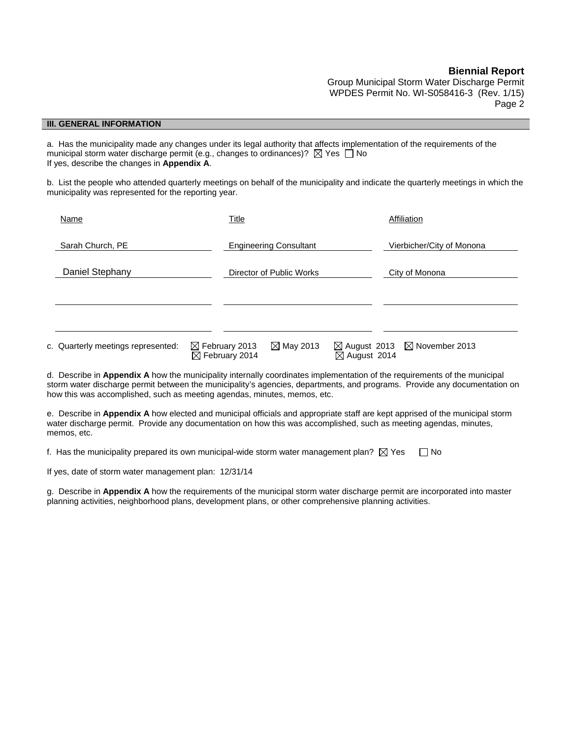## III. GENERAL INFORMATION

a. Has the municipality made any changes under its legal authority that affects implementation of the requirements of the municipal storm water discharge permit (e.g., changes to ordinances)? ☒ Yes ☐ No
If yes, describe the changes in **Appendix A**.

b. List the people who attended quarterly meetings on behalf of the municipality and indicate the quarterly meetings in which the municipality was represented for the reporting year.

| Name | Title | Affiliation |
|---|---|---|
| Sarah Church, PE | Engineering Consultant | Vierbicher/City of Monona |
| Daniel Stephany | Director of Public Works | City of Monona |
| | | |
| | | |

c. Quarterly meetings represented: ☒ February 2013 ☒ May 2013 ☒ August 2013 ☒ November 2013 ☒ February 2014 ☒ August 2014

d. Describe in **Appendix A** how the municipality internally coordinates implementation of the requirements of the municipal storm water discharge permit between the municipality's agencies, departments, and programs. Provide any documentation on how this was accomplished, such as meeting agendas, minutes, memos, etc.

e. Describe in **Appendix A** how elected and municipal officials and appropriate staff are kept apprised of the municipal storm water discharge permit. Provide any documentation on how this was accomplished, such as meeting agendas, minutes, memos, etc.

f. Has the municipality prepared its own municipal-wide storm water management plan? ☒ Yes ☐ No

If yes, date of storm water management plan: 12/31/14

g. Describe in **Appendix A** how the requirements of the municipal storm water discharge permit are incorporated into master planning activities, neighborhood plans, development plans, or other comprehensive planning activities.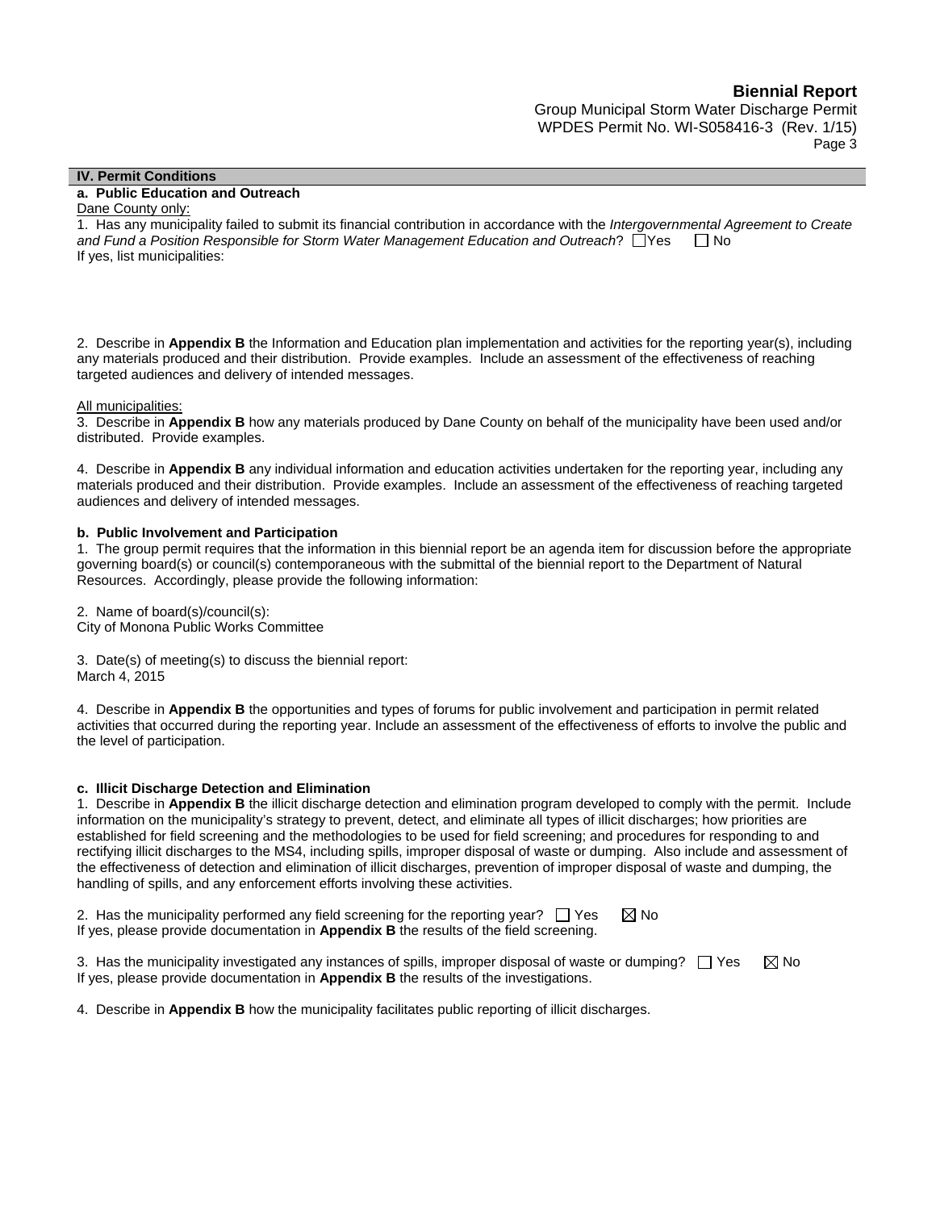## IV. Permit Conditions

### a. Public Education and Outreach

Dane County only:

1. Has any municipality failed to submit its financial contribution in accordance with the *Intergovernmental Agreement to Create and Fund a Position Responsible for Storm Water Management Education and Outreach*? ☐Yes ☐ No
If yes, list municipalities:

2. Describe in **Appendix B** the Information and Education plan implementation and activities for the reporting year(s), including any materials produced and their distribution. Provide examples. Include an assessment of the effectiveness of reaching targeted audiences and delivery of intended messages.

All municipalities:

3. Describe in **Appendix B** how any materials produced by Dane County on behalf of the municipality have been used and/or distributed. Provide examples.

4. Describe in **Appendix B** any individual information and education activities undertaken for the reporting year, including any materials produced and their distribution. Provide examples. Include an assessment of the effectiveness of reaching targeted audiences and delivery of intended messages.

### b. Public Involvement and Participation

1. The group permit requires that the information in this biennial report be an agenda item for discussion before the appropriate governing board(s) or council(s) contemporaneous with the submittal of the biennial report to the Department of Natural Resources. Accordingly, please provide the following information:

2. Name of board(s)/council(s):
City of Monona Public Works Committee

3. Date(s) of meeting(s) to discuss the biennial report:
March 4, 2015

4. Describe in **Appendix B** the opportunities and types of forums for public involvement and participation in permit related activities that occurred during the reporting year. Include an assessment of the effectiveness of efforts to involve the public and the level of participation.

### c. Illicit Discharge Detection and Elimination

1. Describe in **Appendix B** the illicit discharge detection and elimination program developed to comply with the permit. Include information on the municipality's strategy to prevent, detect, and eliminate all types of illicit discharges; how priorities are established for field screening and the methodologies to be used for field screening; and procedures for responding to and rectifying illicit discharges to the MS4, including spills, improper disposal of waste or dumping. Also include and assessment of the effectiveness of detection and elimination of illicit discharges, prevention of improper disposal of waste and dumping, the handling of spills, and any enforcement efforts involving these activities.

2. Has the municipality performed any field screening for the reporting year? ☐ Yes ☒ No
If yes, please provide documentation in **Appendix B** the results of the field screening.

3. Has the municipality investigated any instances of spills, improper disposal of waste or dumping? ☐ Yes ☒ No
If yes, please provide documentation in **Appendix B** the results of the investigations.

4. Describe in **Appendix B** how the municipality facilitates public reporting of illicit discharges.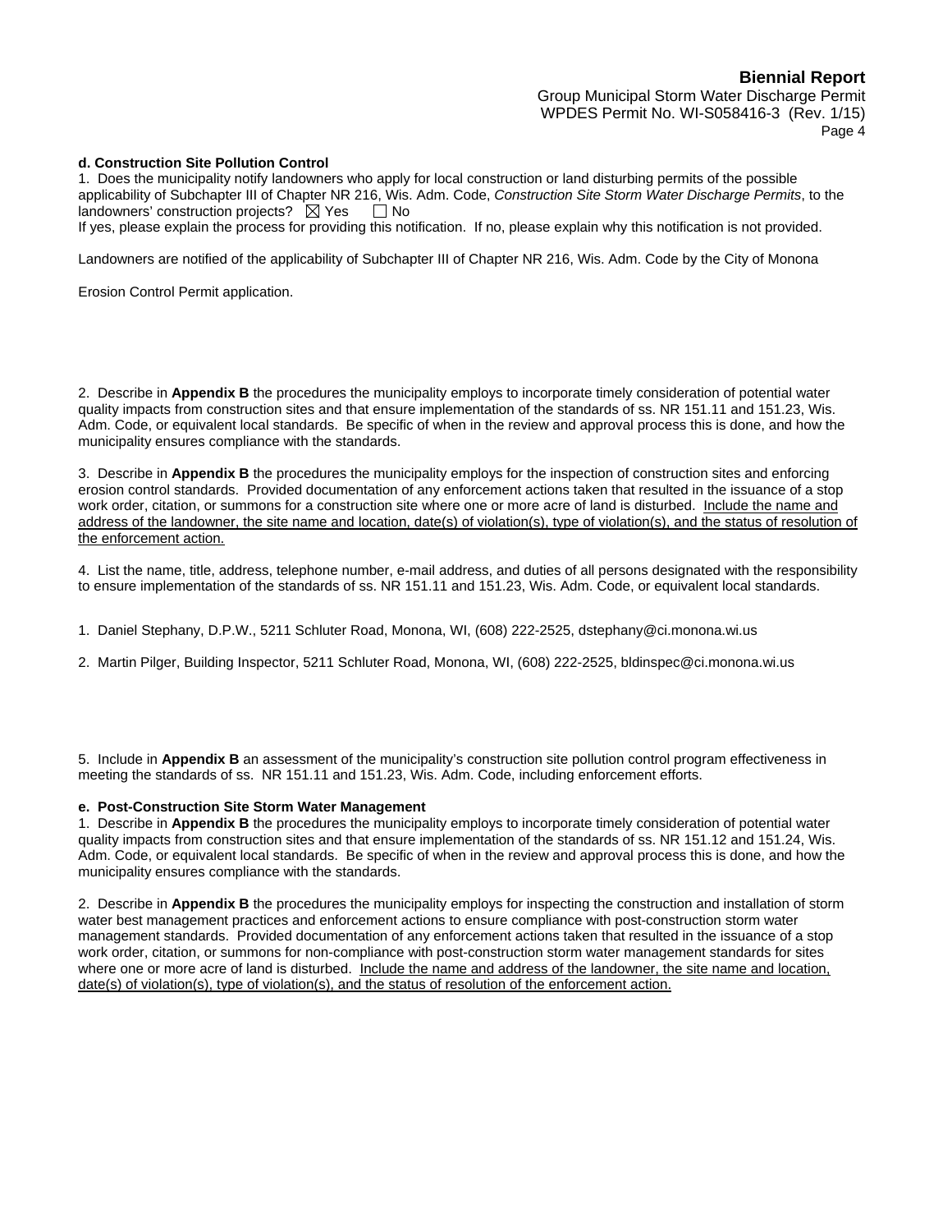**d. Construction Site Pollution Control**

1. Does the municipality notify landowners who apply for local construction or land disturbing permits of the possible applicability of Subchapter III of Chapter NR 216, Wis. Adm. Code, *Construction Site Storm Water Discharge Permits*, to the landowners' construction projects? ☒ Yes ☐ No

If yes, please explain the process for providing this notification. If no, please explain why this notification is not provided.

Landowners are notified of the applicability of Subchapter III of Chapter NR 216, Wis. Adm. Code by the City of Monona

Erosion Control Permit application.

2. Describe in **Appendix B** the procedures the municipality employs to incorporate timely consideration of potential water quality impacts from construction sites and that ensure implementation of the standards of ss. NR 151.11 and 151.23, Wis. Adm. Code, or equivalent local standards. Be specific of when in the review and approval process this is done, and how the municipality ensures compliance with the standards.

3. Describe in **Appendix B** the procedures the municipality employs for the inspection of construction sites and enforcing erosion control standards. Provided documentation of any enforcement actions taken that resulted in the issuance of a stop work order, citation, or summons for a construction site where one or more acre of land is disturbed. <u>Include the name and address of the landowner, the site name and location, date(s) of violation(s), type of violation(s), and the status of resolution of the enforcement action.</u>

4. List the name, title, address, telephone number, e-mail address, and duties of all persons designated with the responsibility to ensure implementation of the standards of ss. NR 151.11 and 151.23, Wis. Adm. Code, or equivalent local standards.

1. Daniel Stephany, D.P.W., 5211 Schluter Road, Monona, WI, (608) 222-2525, dstephany@ci.monona.wi.us

2. Martin Pilger, Building Inspector, 5211 Schluter Road, Monona, WI, (608) 222-2525, bldinspec@ci.monona.wi.us

5. Include in **Appendix B** an assessment of the municipality's construction site pollution control program effectiveness in meeting the standards of ss. NR 151.11 and 151.23, Wis. Adm. Code, including enforcement efforts.

**e. Post-Construction Site Storm Water Management**

1. Describe in **Appendix B** the procedures the municipality employs to incorporate timely consideration of potential water quality impacts from construction sites and that ensure implementation of the standards of ss. NR 151.12 and 151.24, Wis. Adm. Code, or equivalent local standards. Be specific of when in the review and approval process this is done, and how the municipality ensures compliance with the standards.

2. Describe in **Appendix B** the procedures the municipality employs for inspecting the construction and installation of storm water best management practices and enforcement actions to ensure compliance with post-construction storm water management standards. Provided documentation of any enforcement actions taken that resulted in the issuance of a stop work order, citation, or summons for non-compliance with post-construction storm water management standards for sites where one or more acre of land is disturbed. <u>Include the name and address of the landowner, the site name and location, date(s) of violation(s), type of violation(s), and the status of resolution of the enforcement action.</u>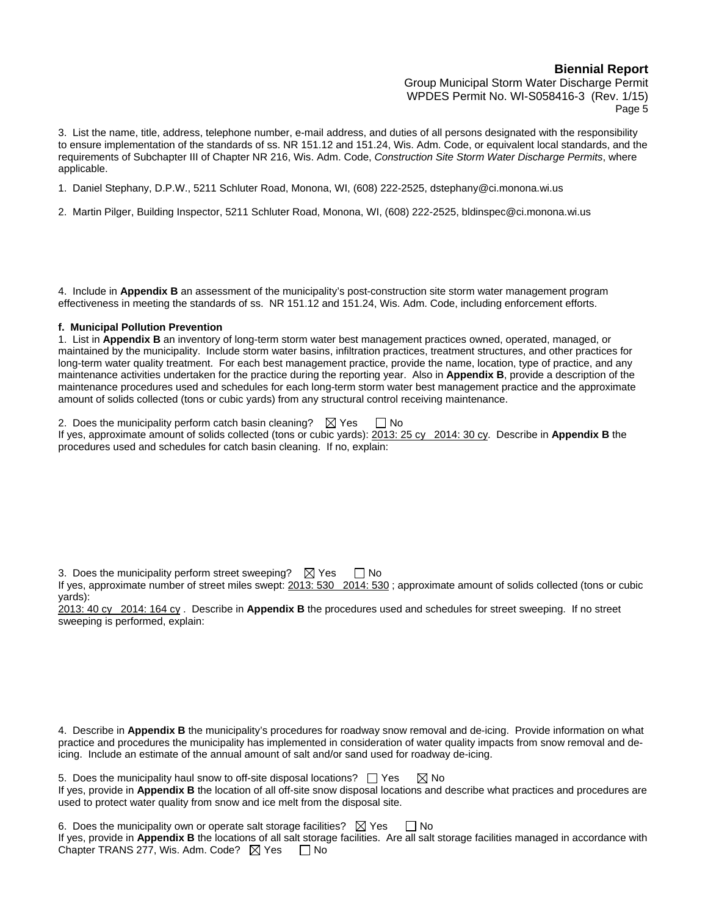3. List the name, title, address, telephone number, e-mail address, and duties of all persons designated with the responsibility to ensure implementation of the standards of ss. NR 151.12 and 151.24, Wis. Adm. Code, or equivalent local standards, and the requirements of Subchapter III of Chapter NR 216, Wis. Adm. Code, *Construction Site Storm Water Discharge Permits*, where applicable.

1. Daniel Stephany, D.P.W., 5211 Schluter Road, Monona, WI, (608) 222-2525, dstephany@ci.monona.wi.us

2. Martin Pilger, Building Inspector, 5211 Schluter Road, Monona, WI, (608) 222-2525, bldinspec@ci.monona.wi.us

4. Include in **Appendix B** an assessment of the municipality's post-construction site storm water management program effectiveness in meeting the standards of ss. NR 151.12 and 151.24, Wis. Adm. Code, including enforcement efforts.

**f. Municipal Pollution Prevention**

1. List in **Appendix B** an inventory of long-term storm water best management practices owned, operated, managed, or maintained by the municipality. Include storm water basins, infiltration practices, treatment structures, and other practices for long-term water quality treatment. For each best management practice, provide the name, location, type of practice, and any maintenance activities undertaken for the practice during the reporting year. Also in **Appendix B**, provide a description of the maintenance procedures used and schedules for each long-term storm water best management practice and the approximate amount of solids collected (tons or cubic yards) from any structural control receiving maintenance.

2. Does the municipality perform catch basin cleaning? ☒ Yes ☐ No
If yes, approximate amount of solids collected (tons or cubic yards): 2013: 25 cy 2014: 30 cy. Describe in **Appendix B** the procedures used and schedules for catch basin cleaning. If no, explain:

3. Does the municipality perform street sweeping? ☒ Yes ☐ No
If yes, approximate number of street miles swept: 2013: 530 2014: 530 ; approximate amount of solids collected (tons or cubic yards):
2013: 40 cy 2014: 164 cy . Describe in **Appendix B** the procedures used and schedules for street sweeping. If no street sweeping is performed, explain:

4. Describe in **Appendix B** the municipality's procedures for roadway snow removal and de-icing. Provide information on what practice and procedures the municipality has implemented in consideration of water quality impacts from snow removal and de-icing. Include an estimate of the annual amount of salt and/or sand used for roadway de-icing.

5. Does the municipality haul snow to off-site disposal locations? ☐ Yes ☒ No
If yes, provide in **Appendix B** the location of all off-site snow disposal locations and describe what practices and procedures are used to protect water quality from snow and ice melt from the disposal site.

6. Does the municipality own or operate salt storage facilities? ☒ Yes ☐ No
If yes, provide in **Appendix B** the locations of all salt storage facilities. Are all salt storage facilities managed in accordance with Chapter TRANS 277, Wis. Adm. Code? ☒ Yes ☐ No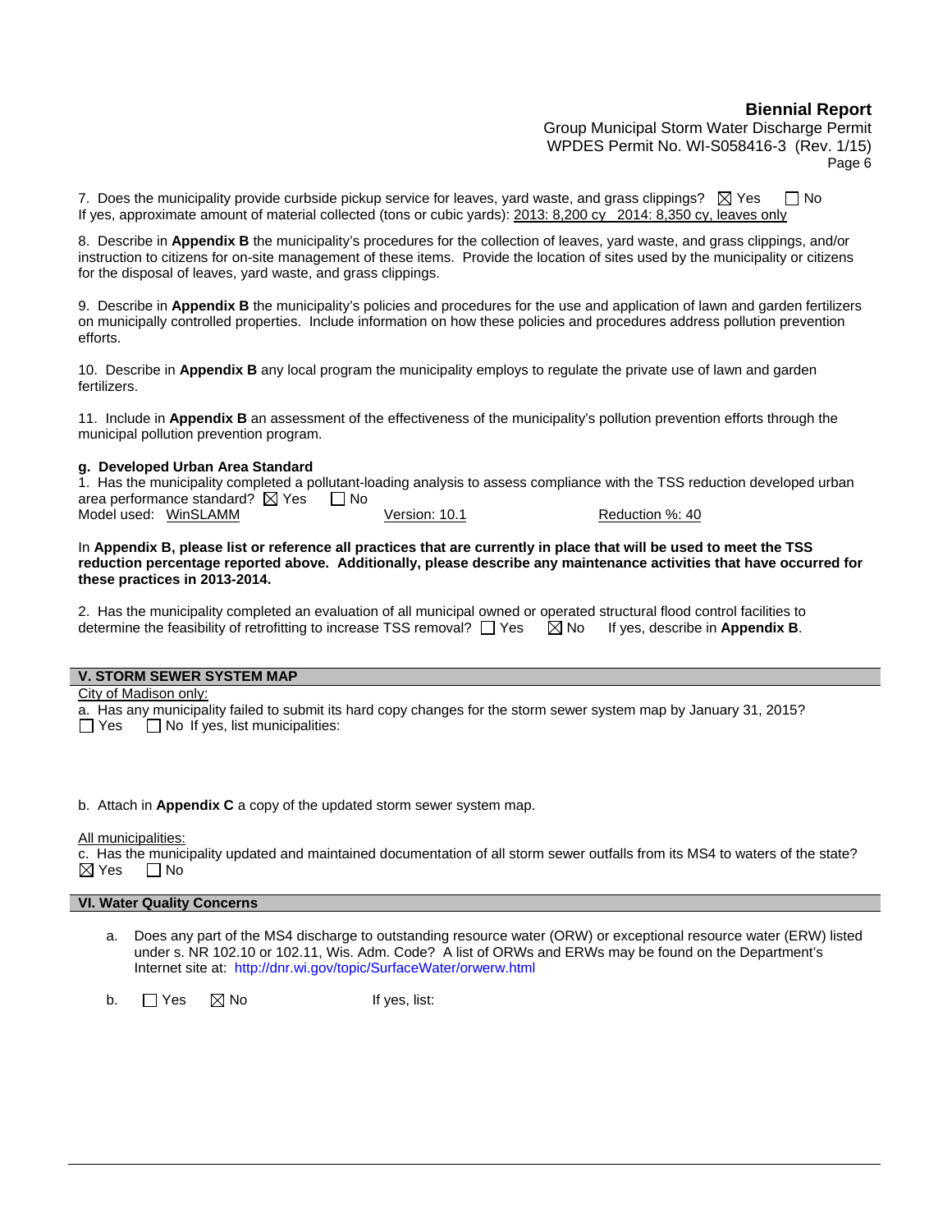7. Does the municipality provide curbside pickup service for leaves, yard waste, and grass clippings? ☒ Yes ☐ No
If yes, approximate amount of material collected (tons or cubic yards): 2013: 8,200 cy 2014: 8,350 cy, leaves only

8. Describe in **Appendix B** the municipality's procedures for the collection of leaves, yard waste, and grass clippings, and/or instruction to citizens for on-site management of these items. Provide the location of sites used by the municipality or citizens for the disposal of leaves, yard waste, and grass clippings.

9. Describe in **Appendix B** the municipality's policies and procedures for the use and application of lawn and garden fertilizers on municipally controlled properties. Include information on how these policies and procedures address pollution prevention efforts.

10. Describe in **Appendix B** any local program the municipality employs to regulate the private use of lawn and garden fertilizers.

11. Include in **Appendix B** an assessment of the effectiveness of the municipality's pollution prevention efforts through the municipal pollution prevention program.

**g. Developed Urban Area Standard**

1. Has the municipality completed a pollutant-loading analysis to assess compliance with the TSS reduction developed urban area performance standard? ☒ Yes ☐ No
Model used: WinSLAMM Version: 10.1 Reduction %: 40

In **Appendix B, please list or reference all practices that are currently in place that will be used to meet the TSS reduction percentage reported above. Additionally, please describe any maintenance activities that have occurred for these practices in 2013-2014.**

2. Has the municipality completed an evaluation of all municipal owned or operated structural flood control facilities to determine the feasibility of retrofitting to increase TSS removal? ☐ Yes ☒ No If yes, describe in **Appendix B**.

## V. STORM SEWER SYSTEM MAP

City of Madison only:

a. Has any municipality failed to submit its hard copy changes for the storm sewer system map by January 31, 2015?
☐ Yes ☐ No If yes, list municipalities:

b. Attach in **Appendix C** a copy of the updated storm sewer system map.

All municipalities:

c. Has the municipality updated and maintained documentation of all storm sewer outfalls from its MS4 to waters of the state?
☒ Yes ☐ No

## VI. Water Quality Concerns

a. Does any part of the MS4 discharge to outstanding resource water (ORW) or exceptional resource water (ERW) listed under s. NR 102.10 or 102.11, Wis. Adm. Code? A list of ORWs and ERWs may be found on the Department's Internet site at: http://dnr.wi.gov/topic/SurfaceWater/orwerw.html

b. ☐ Yes ☒ No If yes, list: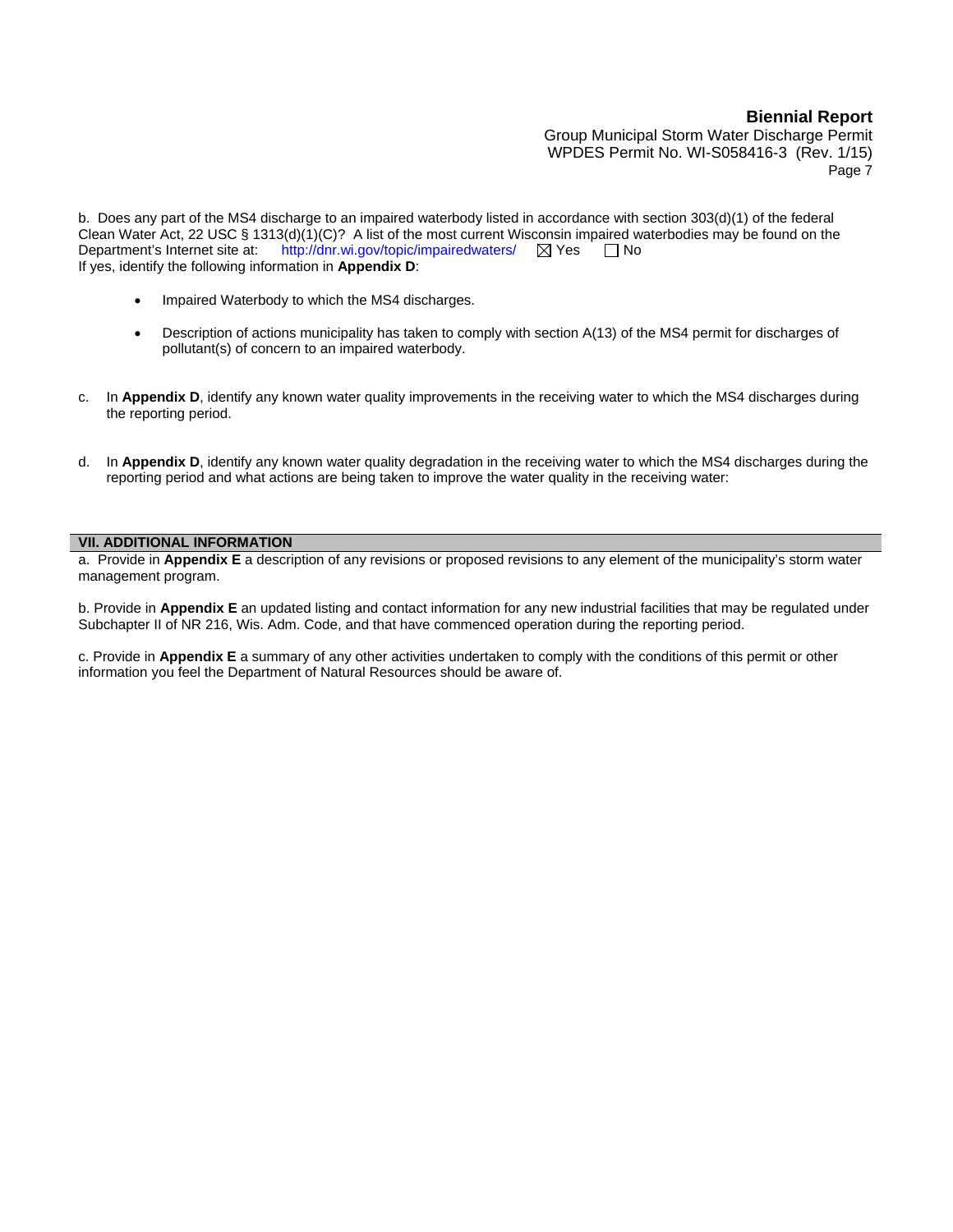b. Does any part of the MS4 discharge to an impaired waterbody listed in accordance with section 303(d)(1) of the federal Clean Water Act, 22 USC § 1313(d)(1)(C)? A list of the most current Wisconsin impaired waterbodies may be found on the Department's Internet site at: http://dnr.wi.gov/topic/impairedwaters/ ☒ Yes ☐ No
If yes, identify the following information in **Appendix D**:

- Impaired Waterbody to which the MS4 discharges.
- Description of actions municipality has taken to comply with section A(13) of the MS4 permit for discharges of pollutant(s) of concern to an impaired waterbody.

c. In **Appendix D**, identify any known water quality improvements in the receiving water to which the MS4 discharges during the reporting period.

d. In **Appendix D**, identify any known water quality degradation in the receiving water to which the MS4 discharges during the reporting period and what actions are being taken to improve the water quality in the receiving water:

## VII. ADDITIONAL INFORMATION

a. Provide in **Appendix E** a description of any revisions or proposed revisions to any element of the municipality's storm water management program.

b. Provide in **Appendix E** an updated listing and contact information for any new industrial facilities that may be regulated under Subchapter II of NR 216, Wis. Adm. Code, and that have commenced operation during the reporting period.

c. Provide in **Appendix E** a summary of any other activities undertaken to comply with the conditions of this permit or other information you feel the Department of Natural Resources should be aware of.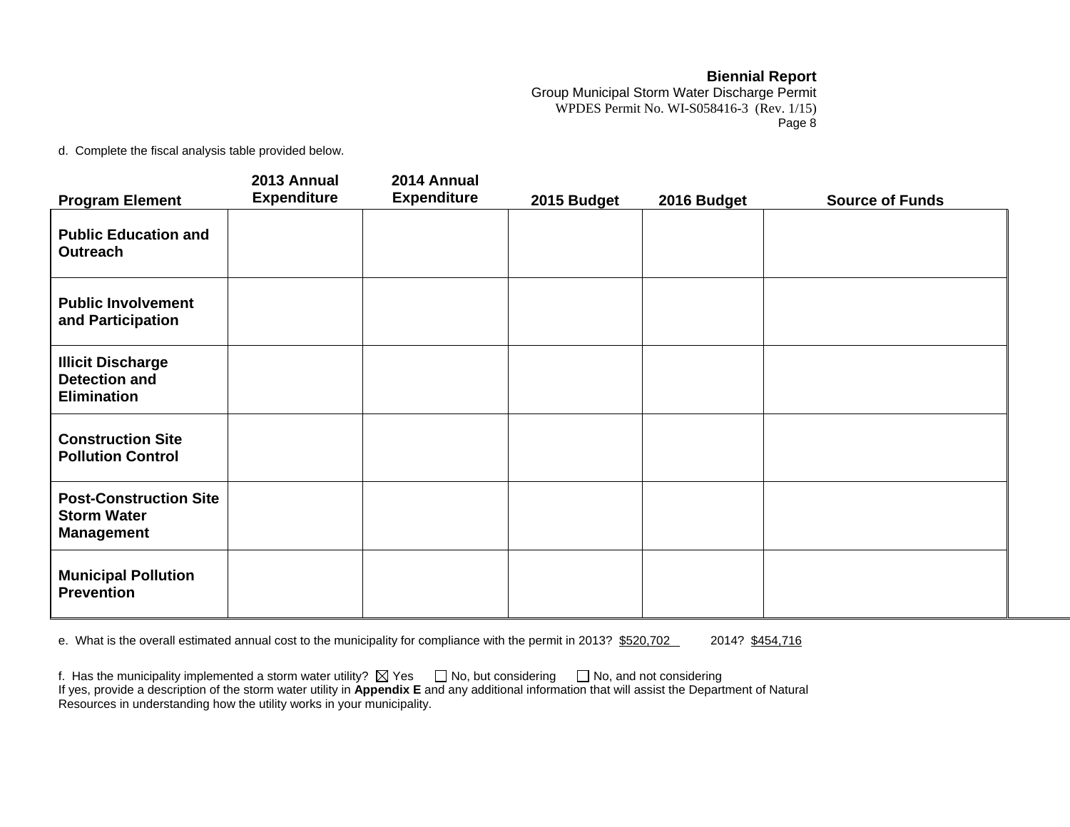d. Complete the fiscal analysis table provided below.

| Program Element | 2013 Annual Expenditure | 2014 Annual Expenditure | 2015 Budget | 2016 Budget | Source of Funds |
|---|---|---|---|---|---|
| **Public Education and Outreach** | | | | | |
| **Public Involvement and Participation** | | | | | |
| **Illicit Discharge Detection and Elimination** | | | | | |
| **Construction Site Pollution Control** | | | | | |
| **Post-Construction Site Storm Water Management** | | | | | |
| **Municipal Pollution Prevention** | | | | | |

e. What is the overall estimated annual cost to the municipality for compliance with the permit in 2013? $520,702 2014? $454,716

f. Has the municipality implemented a storm water utility? ☒ Yes ☐ No, but considering ☐ No, and not considering
If yes, provide a description of the storm water utility in **Appendix E** and any additional information that will assist the Department of Natural Resources in understanding how the utility works in your municipality.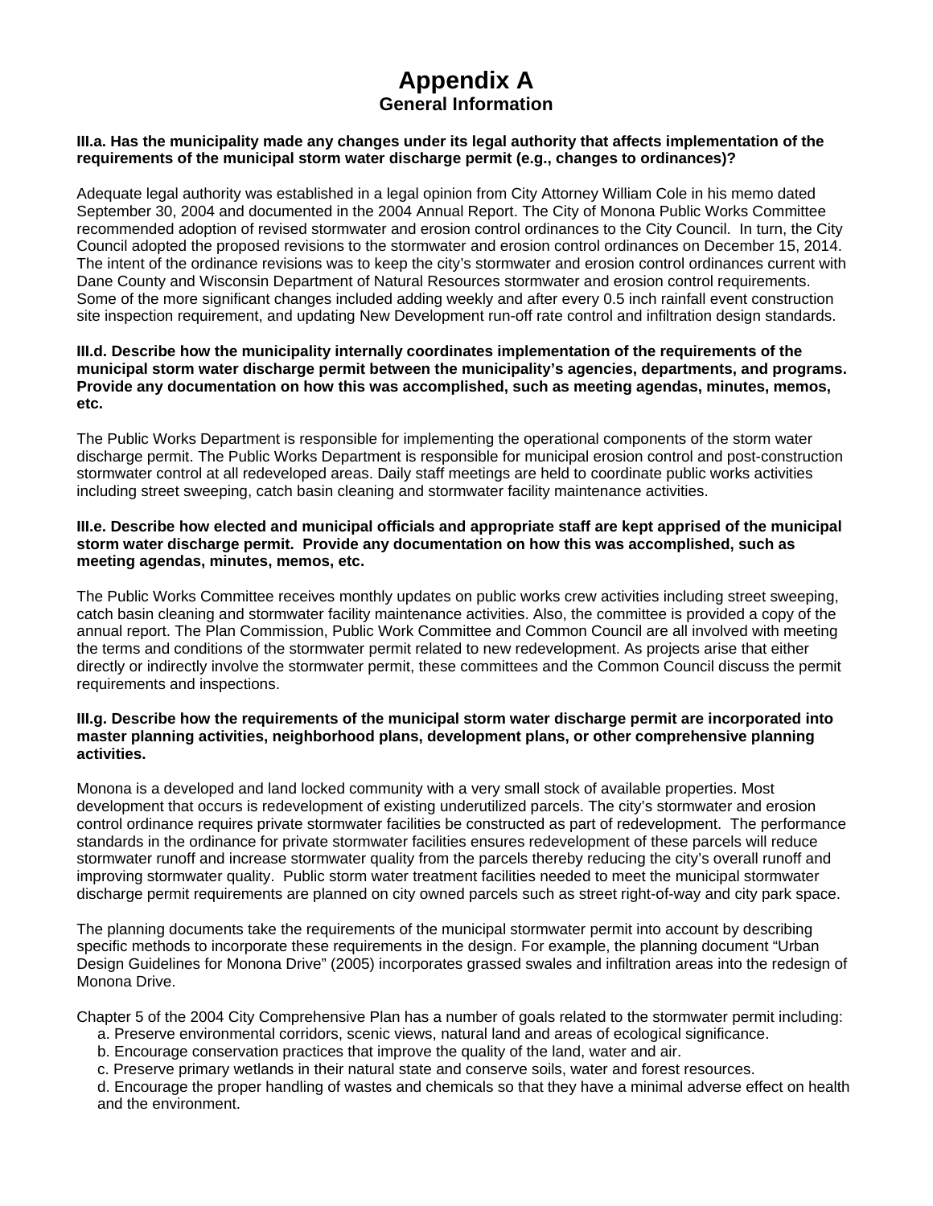# Appendix A
## General Information

**III.a. Has the municipality made any changes under its legal authority that affects implementation of the requirements of the municipal storm water discharge permit (e.g., changes to ordinances)?**

Adequate legal authority was established in a legal opinion from City Attorney William Cole in his memo dated September 30, 2004 and documented in the 2004 Annual Report. The City of Monona Public Works Committee recommended adoption of revised stormwater and erosion control ordinances to the City Council. In turn, the City Council adopted the proposed revisions to the stormwater and erosion control ordinances on December 15, 2014. The intent of the ordinance revisions was to keep the city's stormwater and erosion control ordinances current with Dane County and Wisconsin Department of Natural Resources stormwater and erosion control requirements. Some of the more significant changes included adding weekly and after every 0.5 inch rainfall event construction site inspection requirement, and updating New Development run-off rate control and infiltration design standards.

**III.d. Describe how the municipality internally coordinates implementation of the requirements of the municipal storm water discharge permit between the municipality's agencies, departments, and programs. Provide any documentation on how this was accomplished, such as meeting agendas, minutes, memos, etc.**

The Public Works Department is responsible for implementing the operational components of the storm water discharge permit. The Public Works Department is responsible for municipal erosion control and post-construction stormwater control at all redeveloped areas. Daily staff meetings are held to coordinate public works activities including street sweeping, catch basin cleaning and stormwater facility maintenance activities.

**III.e. Describe how elected and municipal officials and appropriate staff are kept apprised of the municipal storm water discharge permit. Provide any documentation on how this was accomplished, such as meeting agendas, minutes, memos, etc.**

The Public Works Committee receives monthly updates on public works crew activities including street sweeping, catch basin cleaning and stormwater facility maintenance activities. Also, the committee is provided a copy of the annual report. The Plan Commission, Public Work Committee and Common Council are all involved with meeting the terms and conditions of the stormwater permit related to new redevelopment. As projects arise that either directly or indirectly involve the stormwater permit, these committees and the Common Council discuss the permit requirements and inspections.

**III.g. Describe how the requirements of the municipal storm water discharge permit are incorporated into master planning activities, neighborhood plans, development plans, or other comprehensive planning activities.**

Monona is a developed and land locked community with a very small stock of available properties. Most development that occurs is redevelopment of existing underutilized parcels. The city's stormwater and erosion control ordinance requires private stormwater facilities be constructed as part of redevelopment. The performance standards in the ordinance for private stormwater facilities ensures redevelopment of these parcels will reduce stormwater runoff and increase stormwater quality from the parcels thereby reducing the city's overall runoff and improving stormwater quality. Public storm water treatment facilities needed to meet the municipal stormwater discharge permit requirements are planned on city owned parcels such as street right-of-way and city park space.

The planning documents take the requirements of the municipal stormwater permit into account by describing specific methods to incorporate these requirements in the design. For example, the planning document "Urban Design Guidelines for Monona Drive" (2005) incorporates grassed swales and infiltration areas into the redesign of Monona Drive.

Chapter 5 of the 2004 City Comprehensive Plan has a number of goals related to the stormwater permit including:

a. Preserve environmental corridors, scenic views, natural land and areas of ecological significance.
b. Encourage conservation practices that improve the quality of the land, water and air.
c. Preserve primary wetlands in their natural state and conserve soils, water and forest resources.
d. Encourage the proper handling of wastes and chemicals so that they have a minimal adverse effect on health and the environment.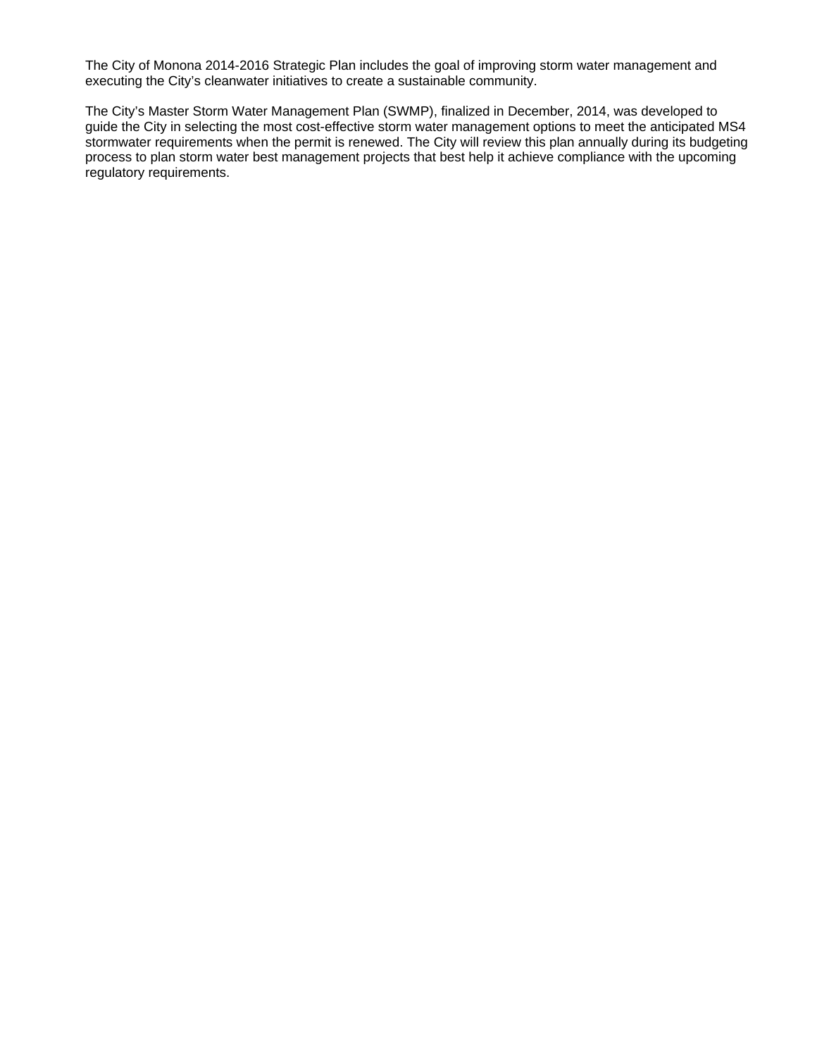The City of Monona 2014-2016 Strategic Plan includes the goal of improving storm water management and executing the City's cleanwater initiatives to create a sustainable community.

The City's Master Storm Water Management Plan (SWMP), finalized in December, 2014, was developed to guide the City in selecting the most cost-effective storm water management options to meet the anticipated MS4 stormwater requirements when the permit is renewed. The City will review this plan annually during its budgeting process to plan storm water best management projects that best help it achieve compliance with the upcoming regulatory requirements.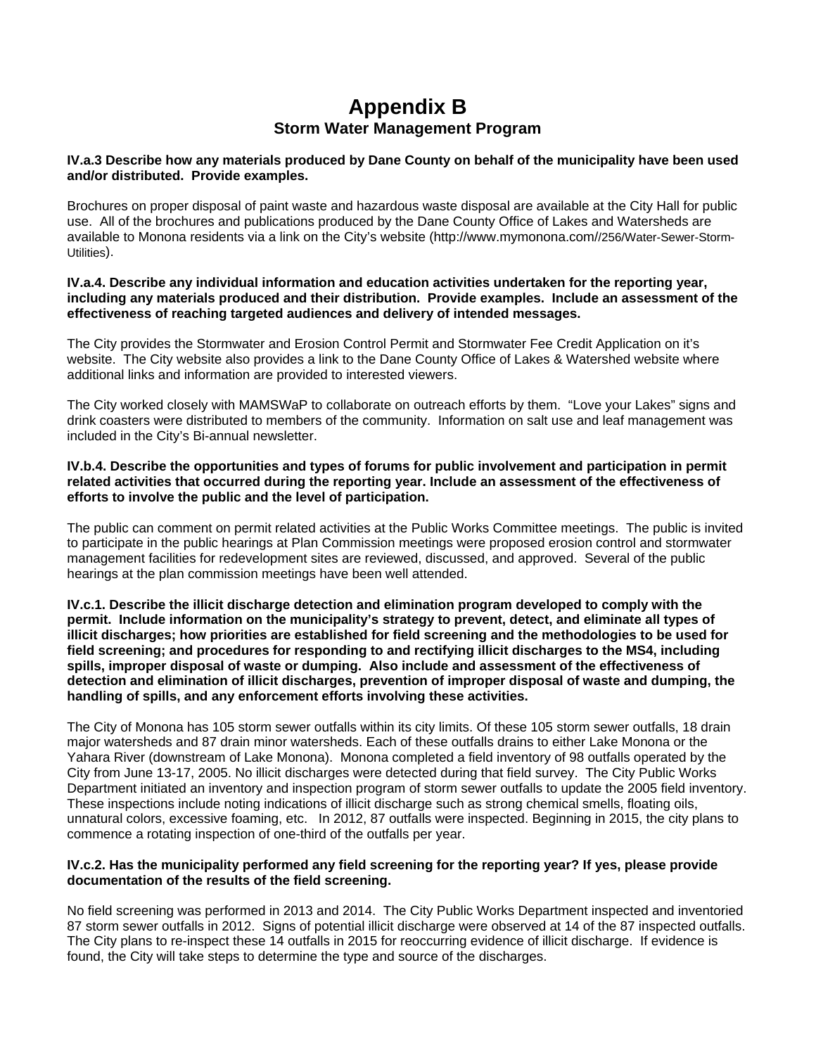# Appendix B

## Storm Water Management Program

**IV.a.3 Describe how any materials produced by Dane County on behalf of the municipality have been used and/or distributed. Provide examples.**

Brochures on proper disposal of paint waste and hazardous waste disposal are available at the City Hall for public use. All of the brochures and publications produced by the Dane County Office of Lakes and Watersheds are available to Monona residents via a link on the City's website (http://www.mymonona.com//256/Water-Sewer-Storm-Utilities).

**IV.a.4. Describe any individual information and education activities undertaken for the reporting year, including any materials produced and their distribution. Provide examples. Include an assessment of the effectiveness of reaching targeted audiences and delivery of intended messages.**

The City provides the Stormwater and Erosion Control Permit and Stormwater Fee Credit Application on it's website. The City website also provides a link to the Dane County Office of Lakes & Watershed website where additional links and information are provided to interested viewers.

The City worked closely with MAMSWaP to collaborate on outreach efforts by them. "Love your Lakes" signs and drink coasters were distributed to members of the community. Information on salt use and leaf management was included in the City's Bi-annual newsletter.

**IV.b.4. Describe the opportunities and types of forums for public involvement and participation in permit related activities that occurred during the reporting year. Include an assessment of the effectiveness of efforts to involve the public and the level of participation.**

The public can comment on permit related activities at the Public Works Committee meetings. The public is invited to participate in the public hearings at Plan Commission meetings were proposed erosion control and stormwater management facilities for redevelopment sites are reviewed, discussed, and approved. Several of the public hearings at the plan commission meetings have been well attended.

**IV.c.1. Describe the illicit discharge detection and elimination program developed to comply with the permit. Include information on the municipality's strategy to prevent, detect, and eliminate all types of illicit discharges; how priorities are established for field screening and the methodologies to be used for field screening; and procedures for responding to and rectifying illicit discharges to the MS4, including spills, improper disposal of waste or dumping. Also include and assessment of the effectiveness of detection and elimination of illicit discharges, prevention of improper disposal of waste and dumping, the handling of spills, and any enforcement efforts involving these activities.**

The City of Monona has 105 storm sewer outfalls within its city limits. Of these 105 storm sewer outfalls, 18 drain major watersheds and 87 drain minor watersheds. Each of these outfalls drains to either Lake Monona or the Yahara River (downstream of Lake Monona). Monona completed a field inventory of 98 outfalls operated by the City from June 13-17, 2005. No illicit discharges were detected during that field survey. The City Public Works Department initiated an inventory and inspection program of storm sewer outfalls to update the 2005 field inventory. These inspections include noting indications of illicit discharge such as strong chemical smells, floating oils, unnatural colors, excessive foaming, etc. In 2012, 87 outfalls were inspected. Beginning in 2015, the city plans to commence a rotating inspection of one-third of the outfalls per year.

**IV.c.2. Has the municipality performed any field screening for the reporting year? If yes, please provide documentation of the results of the field screening.**

No field screening was performed in 2013 and 2014. The City Public Works Department inspected and inventoried 87 storm sewer outfalls in 2012. Signs of potential illicit discharge were observed at 14 of the 87 inspected outfalls. The City plans to re-inspect these 14 outfalls in 2015 for reoccurring evidence of illicit discharge. If evidence is found, the City will take steps to determine the type and source of the discharges.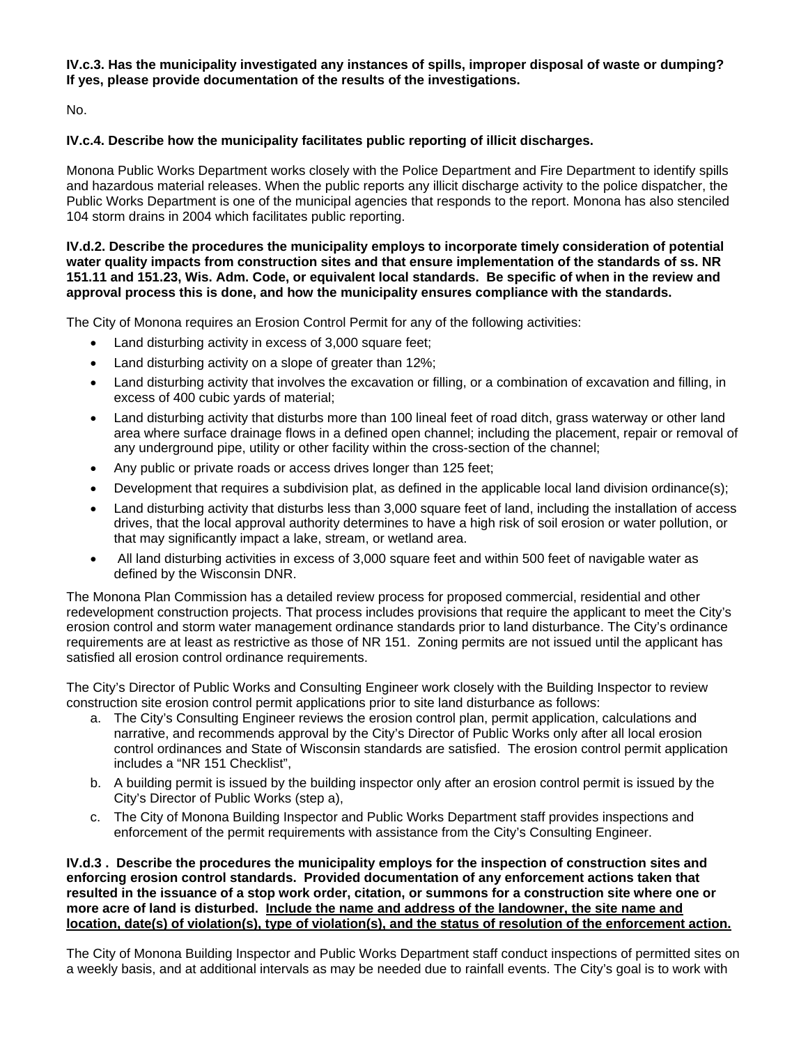**IV.c.3. Has the municipality investigated any instances of spills, improper disposal of waste or dumping? If yes, please provide documentation of the results of the investigations.**

No.

**IV.c.4. Describe how the municipality facilitates public reporting of illicit discharges.**

Monona Public Works Department works closely with the Police Department and Fire Department to identify spills and hazardous material releases. When the public reports any illicit discharge activity to the police dispatcher, the Public Works Department is one of the municipal agencies that responds to the report. Monona has also stenciled 104 storm drains in 2004 which facilitates public reporting.

**IV.d.2. Describe the procedures the municipality employs to incorporate timely consideration of potential water quality impacts from construction sites and that ensure implementation of the standards of ss. NR 151.11 and 151.23, Wis. Adm. Code, or equivalent local standards. Be specific of when in the review and approval process this is done, and how the municipality ensures compliance with the standards.**

The City of Monona requires an Erosion Control Permit for any of the following activities:

- Land disturbing activity in excess of 3,000 square feet;
- Land disturbing activity on a slope of greater than 12%;
- Land disturbing activity that involves the excavation or filling, or a combination of excavation and filling, in excess of 400 cubic yards of material;
- Land disturbing activity that disturbs more than 100 lineal feet of road ditch, grass waterway or other land area where surface drainage flows in a defined open channel; including the placement, repair or removal of any underground pipe, utility or other facility within the cross-section of the channel;
- Any public or private roads or access drives longer than 125 feet;
- Development that requires a subdivision plat, as defined in the applicable local land division ordinance(s);
- Land disturbing activity that disturbs less than 3,000 square feet of land, including the installation of access drives, that the local approval authority determines to have a high risk of soil erosion or water pollution, or that may significantly impact a lake, stream, or wetland area.
- All land disturbing activities in excess of 3,000 square feet and within 500 feet of navigable water as defined by the Wisconsin DNR.

The Monona Plan Commission has a detailed review process for proposed commercial, residential and other redevelopment construction projects. That process includes provisions that require the applicant to meet the City's erosion control and storm water management ordinance standards prior to land disturbance. The City's ordinance requirements are at least as restrictive as those of NR 151. Zoning permits are not issued until the applicant has satisfied all erosion control ordinance requirements.

The City's Director of Public Works and Consulting Engineer work closely with the Building Inspector to review construction site erosion control permit applications prior to site land disturbance as follows:

a. The City's Consulting Engineer reviews the erosion control plan, permit application, calculations and narrative, and recommends approval by the City's Director of Public Works only after all local erosion control ordinances and State of Wisconsin standards are satisfied. The erosion control permit application includes a "NR 151 Checklist",
b. A building permit is issued by the building inspector only after an erosion control permit is issued by the City's Director of Public Works (step a),
c. The City of Monona Building Inspector and Public Works Department staff provides inspections and enforcement of the permit requirements with assistance from the City's Consulting Engineer.

**IV.d.3 . Describe the procedures the municipality employs for the inspection of construction sites and enforcing erosion control standards. Provided documentation of any enforcement actions taken that resulted in the issuance of a stop work order, citation, or summons for a construction site where one or more acre of land is disturbed. <u>Include the name and address of the landowner, the site name and location, date(s) of violation(s), type of violation(s), and the status of resolution of the enforcement action.</u>**

The City of Monona Building Inspector and Public Works Department staff conduct inspections of permitted sites on a weekly basis, and at additional intervals as may be needed due to rainfall events. The City's goal is to work with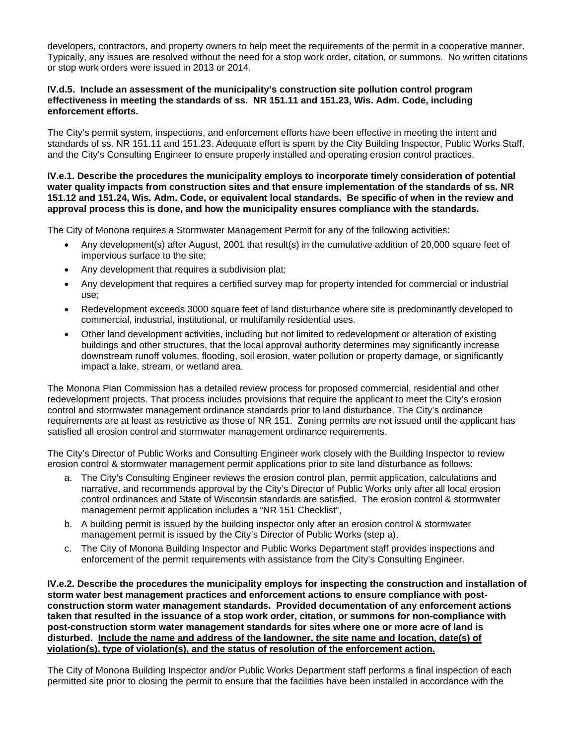developers, contractors, and property owners to help meet the requirements of the permit in a cooperative manner. Typically, any issues are resolved without the need for a stop work order, citation, or summons. No written citations or stop work orders were issued in 2013 or 2014.

**IV.d.5. Include an assessment of the municipality's construction site pollution control program effectiveness in meeting the standards of ss. NR 151.11 and 151.23, Wis. Adm. Code, including enforcement efforts.**

The City's permit system, inspections, and enforcement efforts have been effective in meeting the intent and standards of ss. NR 151.11 and 151.23. Adequate effort is spent by the City Building Inspector, Public Works Staff, and the City's Consulting Engineer to ensure properly installed and operating erosion control practices.

**IV.e.1. Describe the procedures the municipality employs to incorporate timely consideration of potential water quality impacts from construction sites and that ensure implementation of the standards of ss. NR 151.12 and 151.24, Wis. Adm. Code, or equivalent local standards. Be specific of when in the review and approval process this is done, and how the municipality ensures compliance with the standards.**

The City of Monona requires a Stormwater Management Permit for any of the following activities:

- Any development(s) after August, 2001 that result(s) in the cumulative addition of 20,000 square feet of impervious surface to the site;
- Any development that requires a subdivision plat;
- Any development that requires a certified survey map for property intended for commercial or industrial use;
- Redevelopment exceeds 3000 square feet of land disturbance where site is predominantly developed to commercial, industrial, institutional, or multifamily residential uses.
- Other land development activities, including but not limited to redevelopment or alteration of existing buildings and other structures, that the local approval authority determines may significantly increase downstream runoff volumes, flooding, soil erosion, water pollution or property damage, or significantly impact a lake, stream, or wetland area.

The Monona Plan Commission has a detailed review process for proposed commercial, residential and other redevelopment projects. That process includes provisions that require the applicant to meet the City's erosion control and stormwater management ordinance standards prior to land disturbance. The City's ordinance requirements are at least as restrictive as those of NR 151. Zoning permits are not issued until the applicant has satisfied all erosion control and stormwater management ordinance requirements.

The City's Director of Public Works and Consulting Engineer work closely with the Building Inspector to review erosion control & stormwater management permit applications prior to site land disturbance as follows:

a. The City's Consulting Engineer reviews the erosion control plan, permit application, calculations and narrative, and recommends approval by the City's Director of Public Works only after all local erosion control ordinances and State of Wisconsin standards are satisfied. The erosion control & stormwater management permit application includes a "NR 151 Checklist",
b. A building permit is issued by the building inspector only after an erosion control & stormwater management permit is issued by the City's Director of Public Works (step a),
c. The City of Monona Building Inspector and Public Works Department staff provides inspections and enforcement of the permit requirements with assistance from the City's Consulting Engineer.

**IV.e.2. Describe the procedures the municipality employs for inspecting the construction and installation of storm water best management practices and enforcement actions to ensure compliance with post-construction storm water management standards. Provided documentation of any enforcement actions taken that resulted in the issuance of a stop work order, citation, or summons for non-compliance with post-construction storm water management standards for sites where one or more acre of land is disturbed. <u>Include the name and address of the landowner, the site name and location, date(s) of violation(s), type of violation(s), and the status of resolution of the enforcement action.</u>**

The City of Monona Building Inspector and/or Public Works Department staff performs a final inspection of each permitted site prior to closing the permit to ensure that the facilities have been installed in accordance with the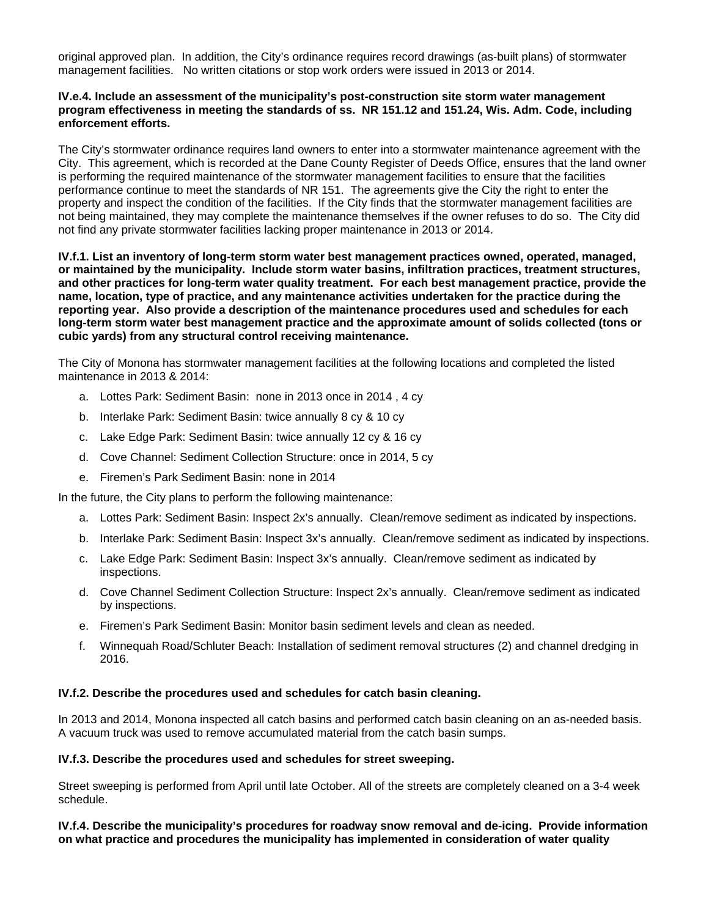original approved plan. In addition, the City's ordinance requires record drawings (as-built plans) of stormwater management facilities. No written citations or stop work orders were issued in 2013 or 2014.

**IV.e.4. Include an assessment of the municipality's post-construction site storm water management program effectiveness in meeting the standards of ss. NR 151.12 and 151.24, Wis. Adm. Code, including enforcement efforts.**

The City's stormwater ordinance requires land owners to enter into a stormwater maintenance agreement with the City. This agreement, which is recorded at the Dane County Register of Deeds Office, ensures that the land owner is performing the required maintenance of the stormwater management facilities to ensure that the facilities performance continue to meet the standards of NR 151. The agreements give the City the right to enter the property and inspect the condition of the facilities. If the City finds that the stormwater management facilities are not being maintained, they may complete the maintenance themselves if the owner refuses to do so. The City did not find any private stormwater facilities lacking proper maintenance in 2013 or 2014.

**IV.f.1. List an inventory of long-term storm water best management practices owned, operated, managed, or maintained by the municipality. Include storm water basins, infiltration practices, treatment structures, and other practices for long-term water quality treatment. For each best management practice, provide the name, location, type of practice, and any maintenance activities undertaken for the practice during the reporting year. Also provide a description of the maintenance procedures used and schedules for each long-term storm water best management practice and the approximate amount of solids collected (tons or cubic yards) from any structural control receiving maintenance.**

The City of Monona has stormwater management facilities at the following locations and completed the listed maintenance in 2013 & 2014:

a. Lottes Park: Sediment Basin: none in 2013 once in 2014 , 4 cy
b. Interlake Park: Sediment Basin: twice annually 8 cy & 10 cy
c. Lake Edge Park: Sediment Basin: twice annually 12 cy & 16 cy
d. Cove Channel: Sediment Collection Structure: once in 2014, 5 cy
e. Firemen's Park Sediment Basin: none in 2014

In the future, the City plans to perform the following maintenance:

a. Lottes Park: Sediment Basin: Inspect 2x's annually. Clean/remove sediment as indicated by inspections.
b. Interlake Park: Sediment Basin: Inspect 3x's annually. Clean/remove sediment as indicated by inspections.
c. Lake Edge Park: Sediment Basin: Inspect 3x's annually. Clean/remove sediment as indicated by inspections.
d. Cove Channel Sediment Collection Structure: Inspect 2x's annually. Clean/remove sediment as indicated by inspections.
e. Firemen's Park Sediment Basin: Monitor basin sediment levels and clean as needed.
f. Winnequah Road/Schluter Beach: Installation of sediment removal structures (2) and channel dredging in 2016.

**IV.f.2. Describe the procedures used and schedules for catch basin cleaning.**

In 2013 and 2014, Monona inspected all catch basins and performed catch basin cleaning on an as-needed basis. A vacuum truck was used to remove accumulated material from the catch basin sumps.

**IV.f.3. Describe the procedures used and schedules for street sweeping.**

Street sweeping is performed from April until late October. All of the streets are completely cleaned on a 3-4 week schedule.

**IV.f.4. Describe the municipality's procedures for roadway snow removal and de-icing. Provide information on what practice and procedures the municipality has implemented in consideration of water quality**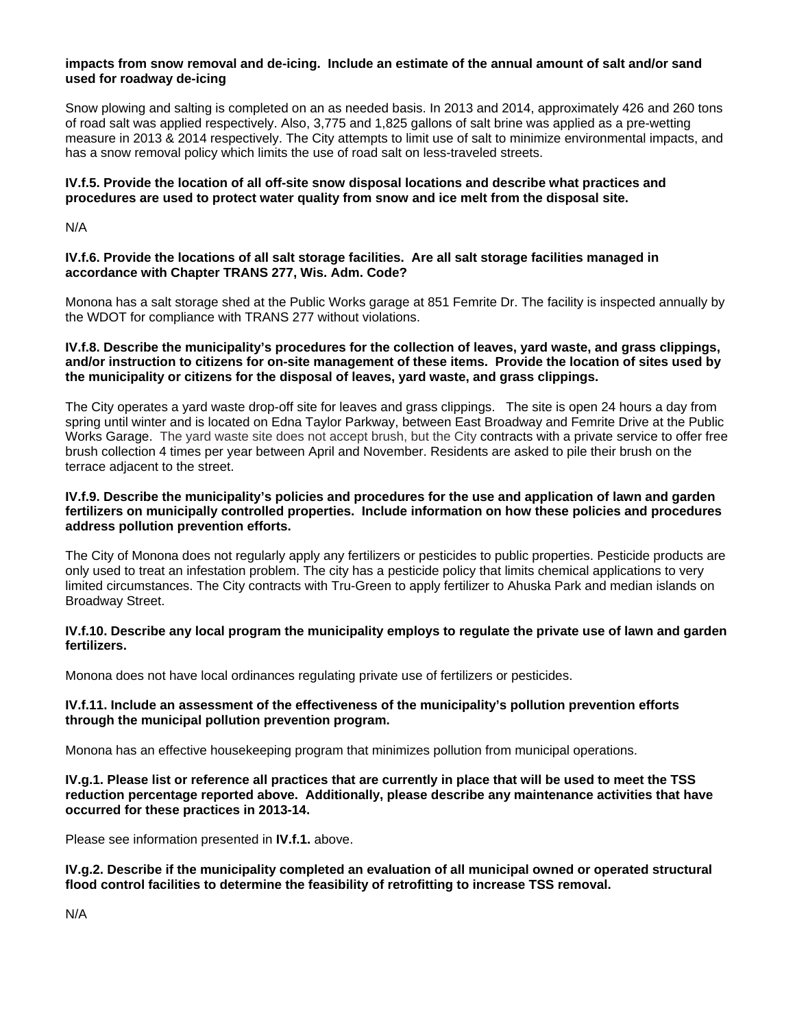**impacts from snow removal and de-icing. Include an estimate of the annual amount of salt and/or sand used for roadway de-icing**

Snow plowing and salting is completed on an as needed basis. In 2013 and 2014, approximately 426 and 260 tons of road salt was applied respectively. Also, 3,775 and 1,825 gallons of salt brine was applied as a pre-wetting measure in 2013 & 2014 respectively. The City attempts to limit use of salt to minimize environmental impacts, and has a snow removal policy which limits the use of road salt on less-traveled streets.

**IV.f.5. Provide the location of all off-site snow disposal locations and describe what practices and procedures are used to protect water quality from snow and ice melt from the disposal site.**

N/A

**IV.f.6. Provide the locations of all salt storage facilities. Are all salt storage facilities managed in accordance with Chapter TRANS 277, Wis. Adm. Code?**

Monona has a salt storage shed at the Public Works garage at 851 Femrite Dr. The facility is inspected annually by the WDOT for compliance with TRANS 277 without violations.

**IV.f.8. Describe the municipality's procedures for the collection of leaves, yard waste, and grass clippings, and/or instruction to citizens for on-site management of these items. Provide the location of sites used by the municipality or citizens for the disposal of leaves, yard waste, and grass clippings.**

The City operates a yard waste drop-off site for leaves and grass clippings. The site is open 24 hours a day from spring until winter and is located on Edna Taylor Parkway, between East Broadway and Femrite Drive at the Public Works Garage. The yard waste site does not accept brush, but the City contracts with a private service to offer free brush collection 4 times per year between April and November. Residents are asked to pile their brush on the terrace adjacent to the street.

**IV.f.9. Describe the municipality's policies and procedures for the use and application of lawn and garden fertilizers on municipally controlled properties. Include information on how these policies and procedures address pollution prevention efforts.**

The City of Monona does not regularly apply any fertilizers or pesticides to public properties. Pesticide products are only used to treat an infestation problem. The city has a pesticide policy that limits chemical applications to very limited circumstances. The City contracts with Tru-Green to apply fertilizer to Ahuska Park and median islands on Broadway Street.

**IV.f.10. Describe any local program the municipality employs to regulate the private use of lawn and garden fertilizers.**

Monona does not have local ordinances regulating private use of fertilizers or pesticides.

**IV.f.11. Include an assessment of the effectiveness of the municipality's pollution prevention efforts through the municipal pollution prevention program.**

Monona has an effective housekeeping program that minimizes pollution from municipal operations.

**IV.g.1. Please list or reference all practices that are currently in place that will be used to meet the TSS reduction percentage reported above. Additionally, please describe any maintenance activities that have occurred for these practices in 2013-14.**

Please see information presented in **IV.f.1.** above.

**IV.g.2. Describe if the municipality completed an evaluation of all municipal owned or operated structural flood control facilities to determine the feasibility of retrofitting to increase TSS removal.**

N/A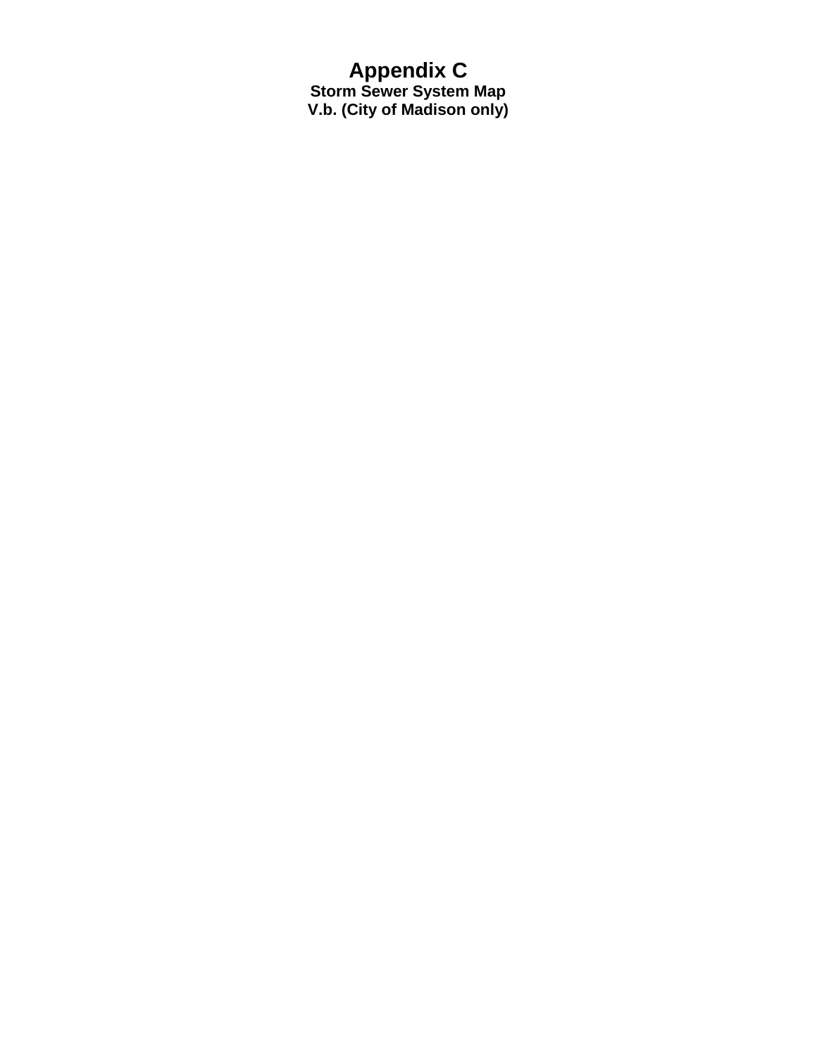# Appendix C

## Storm Sewer System Map

## V.b. (City of Madison only)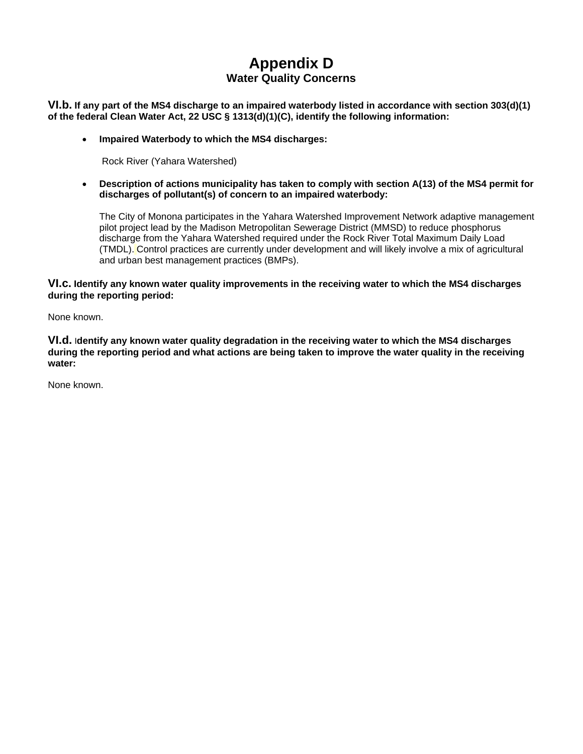# Appendix D

## Water Quality Concerns

**VI.b. If any part of the MS4 discharge to an impaired waterbody listed in accordance with section 303(d)(1) of the federal Clean Water Act, 22 USC § 1313(d)(1)(C), identify the following information:**

- **Impaired Waterbody to which the MS4 discharges:**

  Rock River (Yahara Watershed)

- **Description of actions municipality has taken to comply with section A(13) of the MS4 permit for discharges of pollutant(s) of concern to an impaired waterbody:**

  The City of Monona participates in the Yahara Watershed Improvement Network adaptive management pilot project lead by the Madison Metropolitan Sewerage District (MMSD) to reduce phosphorus discharge from the Yahara Watershed required under the Rock River Total Maximum Daily Load (TMDL). Control practices are currently under development and will likely involve a mix of agricultural and urban best management practices (BMPs).

**VI.c. Identify any known water quality improvements in the receiving water to which the MS4 discharges during the reporting period:**

None known.

**VI.d. Identify any known water quality degradation in the receiving water to which the MS4 discharges during the reporting period and what actions are being taken to improve the water quality in the receiving water:**

None known.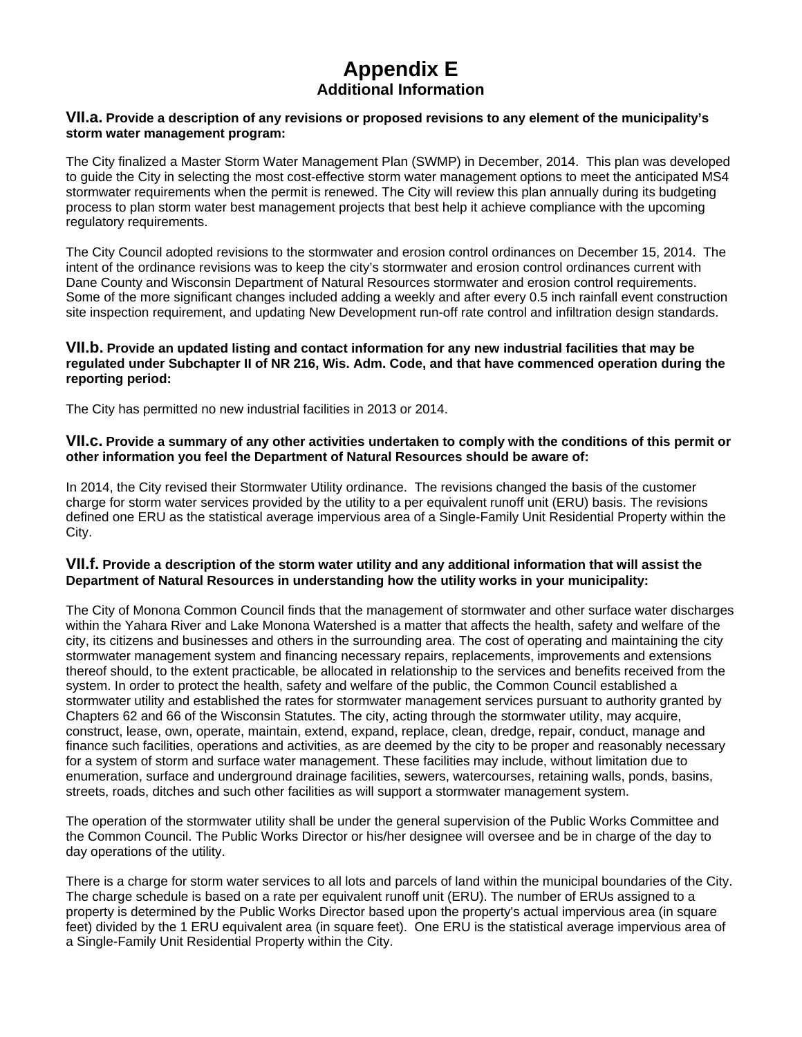# Appendix E

## Additional Information

**VII.a. Provide a description of any revisions or proposed revisions to any element of the municipality's storm water management program:**

The City finalized a Master Storm Water Management Plan (SWMP) in December, 2014. This plan was developed to guide the City in selecting the most cost-effective storm water management options to meet the anticipated MS4 stormwater requirements when the permit is renewed. The City will review this plan annually during its budgeting process to plan storm water best management projects that best help it achieve compliance with the upcoming regulatory requirements.

The City Council adopted revisions to the stormwater and erosion control ordinances on December 15, 2014. The intent of the ordinance revisions was to keep the city's stormwater and erosion control ordinances current with Dane County and Wisconsin Department of Natural Resources stormwater and erosion control requirements. Some of the more significant changes included adding a weekly and after every 0.5 inch rainfall event construction site inspection requirement, and updating New Development run-off rate control and infiltration design standards.

**VII.b. Provide an updated listing and contact information for any new industrial facilities that may be regulated under Subchapter II of NR 216, Wis. Adm. Code, and that have commenced operation during the reporting period:**

The City has permitted no new industrial facilities in 2013 or 2014.

**VII.c. Provide a summary of any other activities undertaken to comply with the conditions of this permit or other information you feel the Department of Natural Resources should be aware of:**

In 2014, the City revised their Stormwater Utility ordinance. The revisions changed the basis of the customer charge for storm water services provided by the utility to a per equivalent runoff unit (ERU) basis. The revisions defined one ERU as the statistical average impervious area of a Single-Family Unit Residential Property within the City.

**VII.f. Provide a description of the storm water utility and any additional information that will assist the Department of Natural Resources in understanding how the utility works in your municipality:**

The City of Monona Common Council finds that the management of stormwater and other surface water discharges within the Yahara River and Lake Monona Watershed is a matter that affects the health, safety and welfare of the city, its citizens and businesses and others in the surrounding area. The cost of operating and maintaining the city stormwater management system and financing necessary repairs, replacements, improvements and extensions thereof should, to the extent practicable, be allocated in relationship to the services and benefits received from the system. In order to protect the health, safety and welfare of the public, the Common Council established a stormwater utility and established the rates for stormwater management services pursuant to authority granted by Chapters 62 and 66 of the Wisconsin Statutes. The city, acting through the stormwater utility, may acquire, construct, lease, own, operate, maintain, extend, expand, replace, clean, dredge, repair, conduct, manage and finance such facilities, operations and activities, as are deemed by the city to be proper and reasonably necessary for a system of storm and surface water management. These facilities may include, without limitation due to enumeration, surface and underground drainage facilities, sewers, watercourses, retaining walls, ponds, basins, streets, roads, ditches and such other facilities as will support a stormwater management system.

The operation of the stormwater utility shall be under the general supervision of the Public Works Committee and the Common Council. The Public Works Director or his/her designee will oversee and be in charge of the day to day operations of the utility.

There is a charge for storm water services to all lots and parcels of land within the municipal boundaries of the City. The charge schedule is based on a rate per equivalent runoff unit (ERU). The number of ERUs assigned to a property is determined by the Public Works Director based upon the property's actual impervious area (in square feet) divided by the 1 ERU equivalent area (in square feet). One ERU is the statistical average impervious area of a Single-Family Unit Residential Property within the City.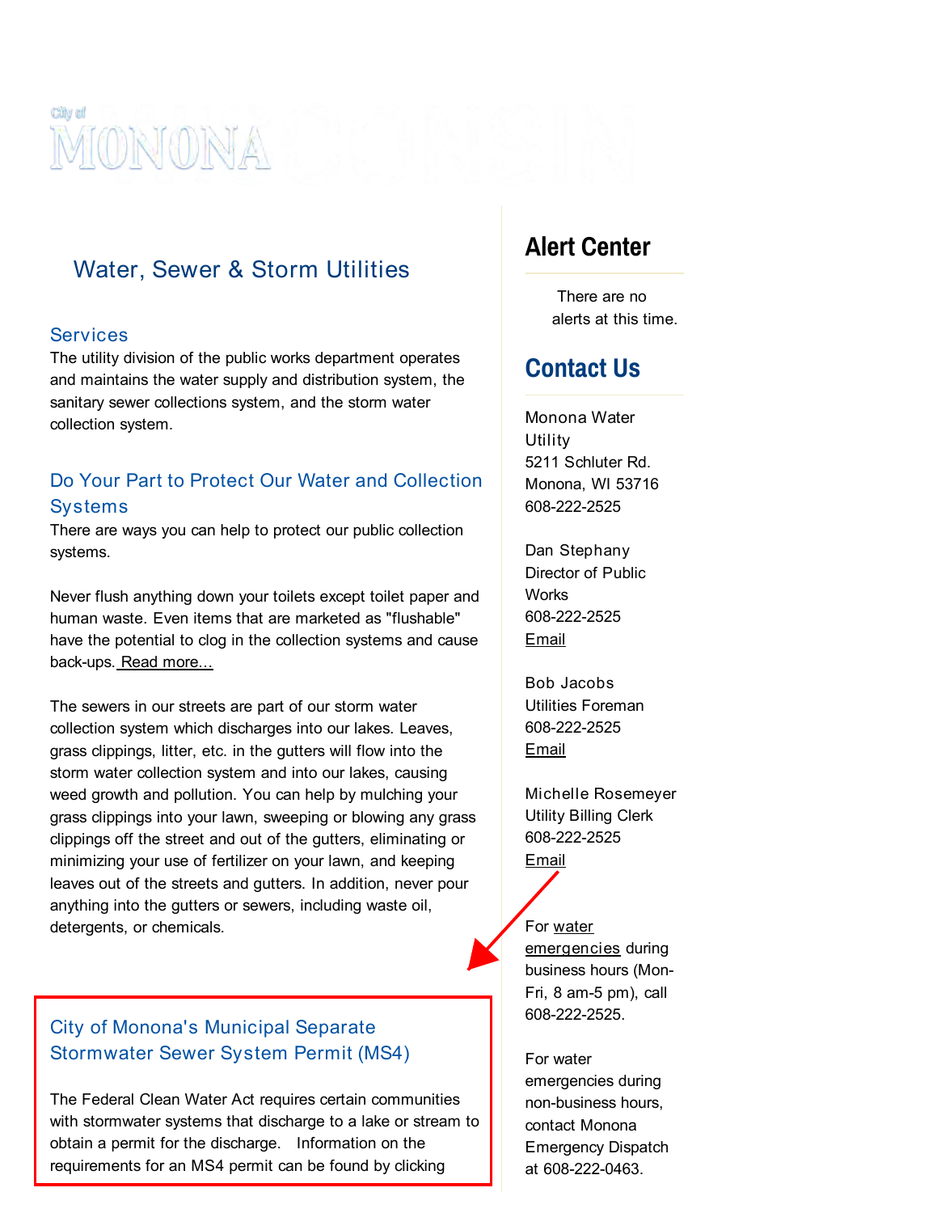City of MONONA

## Water, Sewer & Storm Utilities

### Services

The utility division of the public works department operates and maintains the water supply and distribution system, the sanitary sewer collections system, and the storm water collection system.

### Do Your Part to Protect Our Water and Collection Systems

There are ways you can help to protect our public collection systems.

Never flush anything down your toilets except toilet paper and human waste. Even items that are marketed as "flushable" have the potential to clog in the collection systems and cause back-ups. Read more...

The sewers in our streets are part of our storm water collection system which discharges into our lakes. Leaves, grass clippings, litter, etc. in the gutters will flow into the storm water collection system and into our lakes, causing weed growth and pollution. You can help by mulching your grass clippings into your lawn, sweeping or blowing any grass clippings off the street and out of the gutters, eliminating or minimizing your use of fertilizer on your lawn, and keeping leaves out of the streets and gutters. In addition, never pour anything into the gutters or sewers, including waste oil, detergents, or chemicals.

### City of Monona's Municipal Separate Stormwater Sewer System Permit (MS4)

The Federal Clean Water Act requires certain communities with stormwater systems that discharge to a lake or stream to obtain a permit for the discharge. Information on the requirements for an MS4 permit can be found by clicking

## Alert Center

There are no alerts at this time.

## Contact Us

Monona Water Utility
5211 Schluter Rd.
Monona, WI 53716
608-222-2525

Dan Stephany
Director of Public Works
608-222-2525
Email

Bob Jacobs
Utilities Foreman
608-222-2525
Email

Michelle Rosemeyer
Utility Billing Clerk
608-222-2525
Email

For water emergencies during business hours (Mon-Fri, 8 am-5 pm), call 608-222-2525.

For water emergencies during non-business hours, contact Monona Emergency Dispatch at 608-222-0463.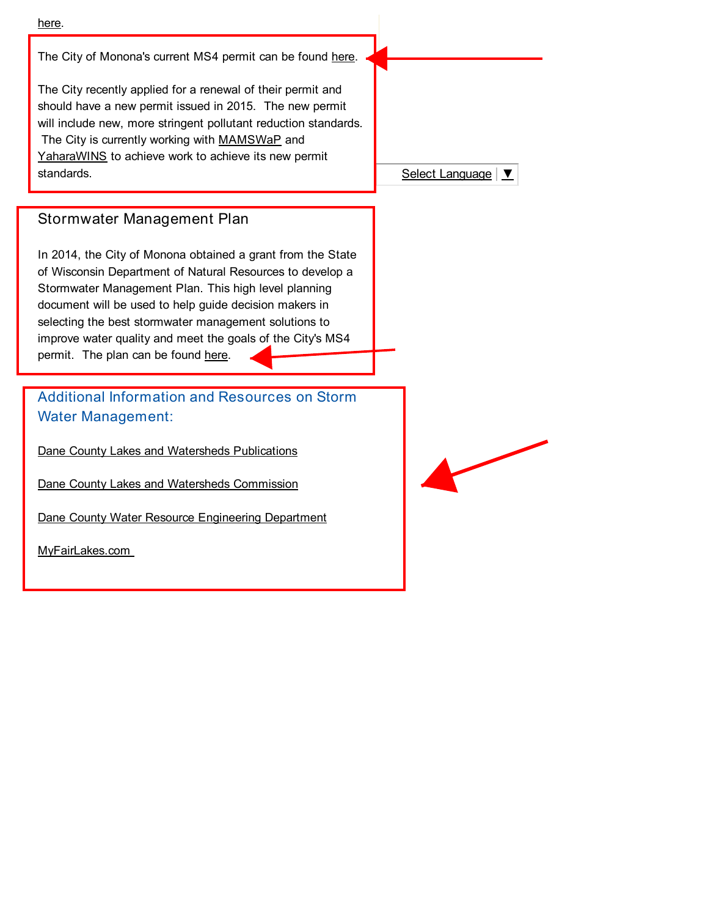here.

The City of Monona's current MS4 permit can be found here.

The City recently applied for a renewal of their permit and should have a new permit issued in 2015. The new permit will include new, more stringent pollutant reduction standards. The City is currently working with MAMSWaP and YaharaWINS to achieve work to achieve its new permit standards.

Select Language ▼

## Stormwater Management Plan

In 2014, the City of Monona obtained a grant from the State of Wisconsin Department of Natural Resources to develop a Stormwater Management Plan. This high level planning document will be used to help guide decision makers in selecting the best stormwater management solutions to improve water quality and meet the goals of the City's MS4 permit. The plan can be found here.

## Additional Information and Resources on Storm Water Management:

Dane County Lakes and Watersheds Publications

Dane County Lakes and Watersheds Commission

Dane County Water Resource Engineering Department

MyFairLakes.com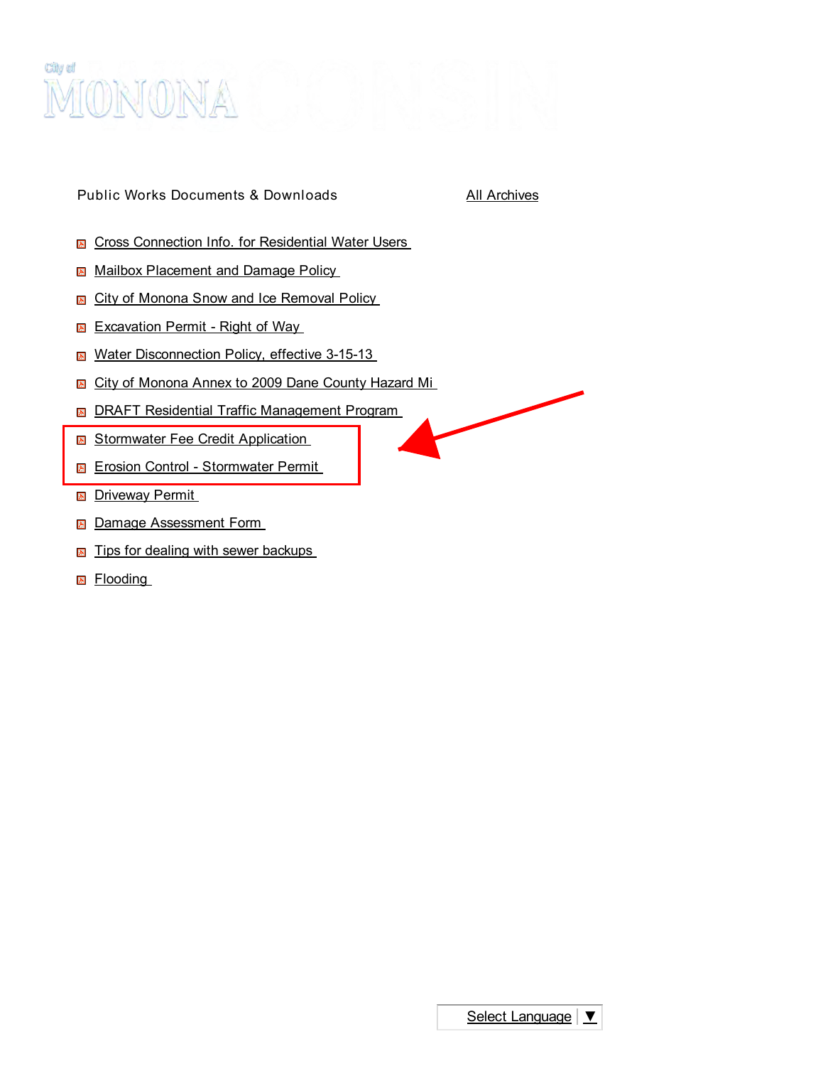City of MONONA WISCONSIN

Public Works Documents & Downloads

All Archives

- Cross Connection Info. for Residential Water Users
- Mailbox Placement and Damage Policy
- City of Monona Snow and Ice Removal Policy
- Excavation Permit - Right of Way
- Water Disconnection Policy, effective 3-15-13
- City of Monona Annex to 2009 Dane County Hazard Mi
- DRAFT Residential Traffic Management Program
- Stormwater Fee Credit Application
- Erosion Control - Stormwater Permit
- Driveway Permit
- Damage Assessment Form
- Tips for dealing with sewer backups
- Flooding

Select Language ▼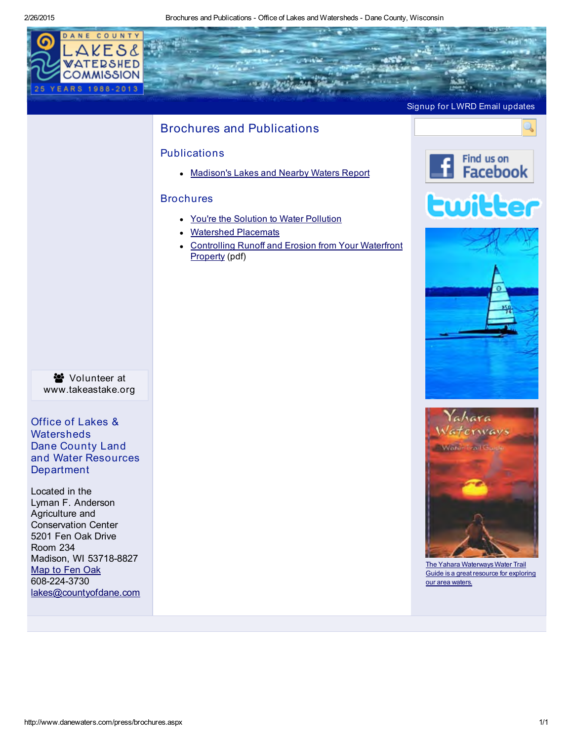Signup for LWRD Email updates

# Brochures and Publications

## Publications

- Madison's Lakes and Nearby Waters Report

## Brochures

- You're the Solution to Water Pollution
- Watershed Placemats
- Controlling Runoff and Erosion from Your Waterfront Property (pdf)

Volunteer at www.takeastake.org

### Office of Lakes & Watersheds Dane County Land and Water Resources Department

Located in the
Lyman F. Anderson
Agriculture and
Conservation Center
5201 Fen Oak Drive
Room 234
Madison, WI 53718-8827
Map to Fen Oak
608-224-3730
lakes@countyofdane.com

Find us on Facebook

The Yahara Waterways Water Trail Guide is a great resource for exploring our area waters.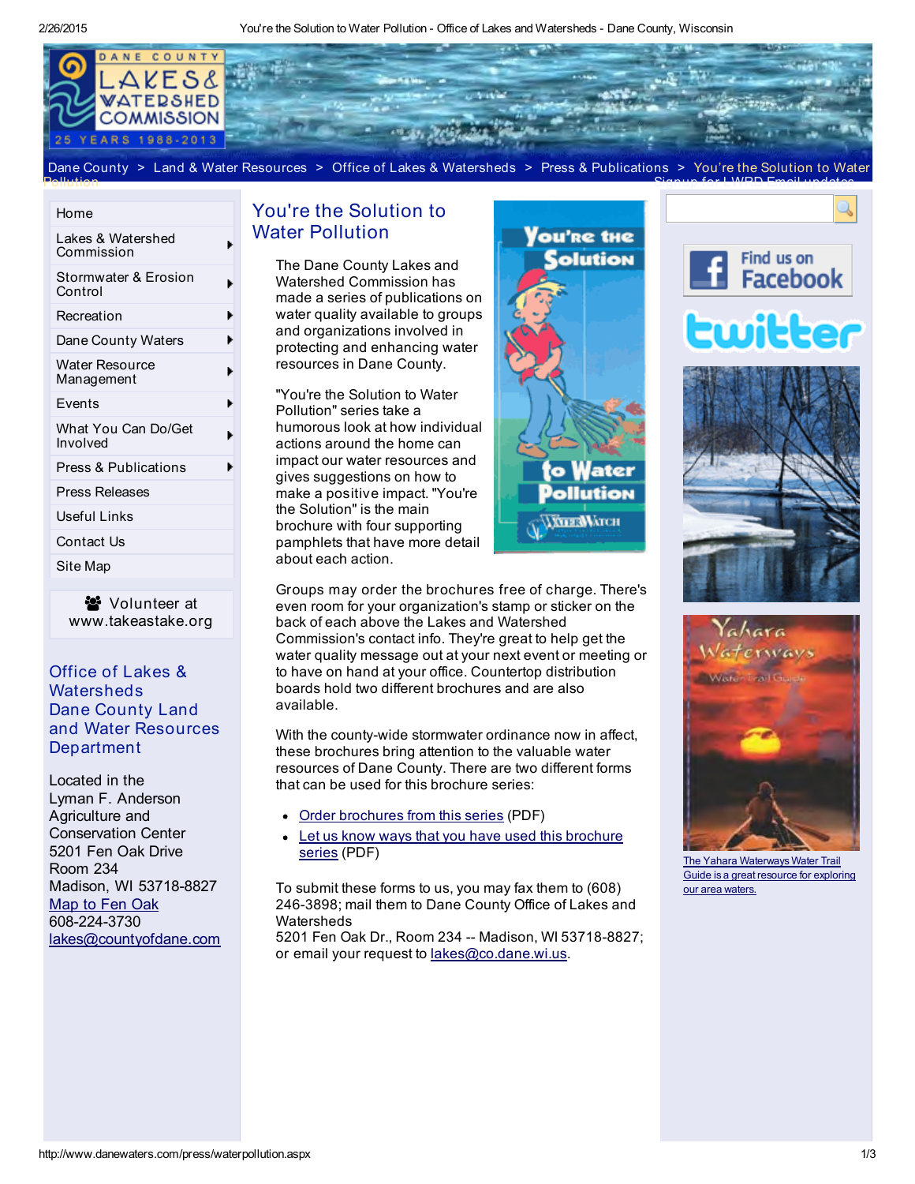Dane County > Land & Water Resources > Office of Lakes & Watersheds > Press & Publications > You're the Solution to Water Pollution

- Home
- Lakes & Watershed Commission
- Stormwater & Erosion Control
- Recreation
- Dane County Waters
- Water Resource Management
- Events
- What You Can Do/Get Involved
- Press & Publications
- Press Releases
- Useful Links
- Contact Us
- Site Map

Volunteer at www.takeastake.org

## Office of Lakes & Watersheds Dane County Land and Water Resources Department

Located in the
Lyman F. Anderson
Agriculture and
Conservation Center
5201 Fen Oak Drive
Room 234
Madison, WI 53718-8827
[Map to Fen Oak](#)
608-224-3730
[lakes@countyofdane.com](mailto:lakes@countyofdane.com)

# You're the Solution to Water Pollution

The Dane County Lakes and Watershed Commission has made a series of publications on water quality available to groups and organizations involved in protecting and enhancing water resources in Dane County.

"You're the Solution to Water Pollution" series take a humorous look at how individual actions around the home can impact our water resources and gives suggestions on how to make a positive impact. "You're the Solution" is the main brochure with four supporting pamphlets that have more detail about each action.

Groups may order the brochures free of charge. There's even room for your organization's stamp or sticker on the back of each above the Lakes and Watershed Commission's contact info. They're great to help get the water quality message out at your next event or meeting or to have on hand at your office. Countertop distribution boards hold two different brochures and are also available.

With the county-wide stormwater ordinance now in affect, these brochures bring attention to the valuable water resources of Dane County. There are two different forms that can be used for this brochure series:

- [Order brochures from this series](#) (PDF)
- [Let us know ways that you have used this brochure series](#) (PDF)

To submit these forms to us, you may fax them to (608) 246-3898; mail them to Dane County Office of Lakes and Watersheds
5201 Fen Oak Dr., Room 234 -- Madison, WI 53718-8827; or email your request to [lakes@co.dane.wi.us](mailto:lakes@co.dane.wi.us).

[The Yahara Waterways Water Trail Guide is a great resource for exploring our area waters.](#)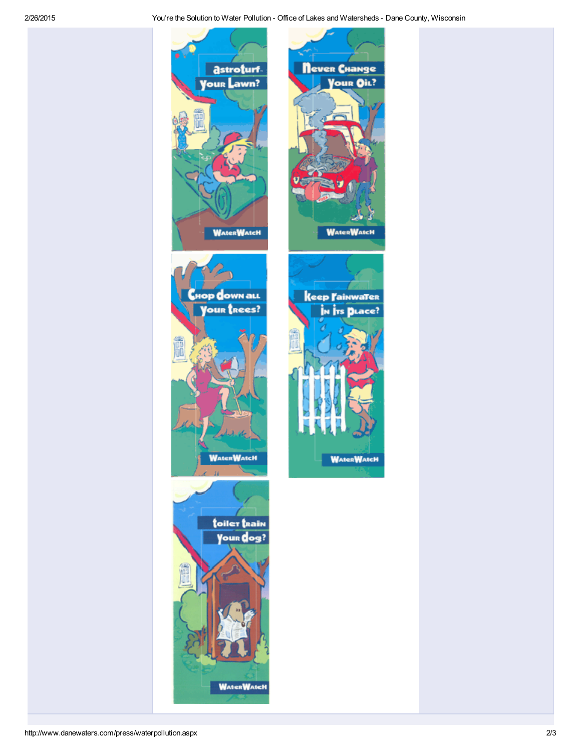Astroturf your Lawn?

WaterWatch

Never Change your Oil?

WaterWatch

Chop down all your trees?

WaterWatch

Keep rainwater in its place?

WaterWatch

Toilet train your dog?

WaterWatch